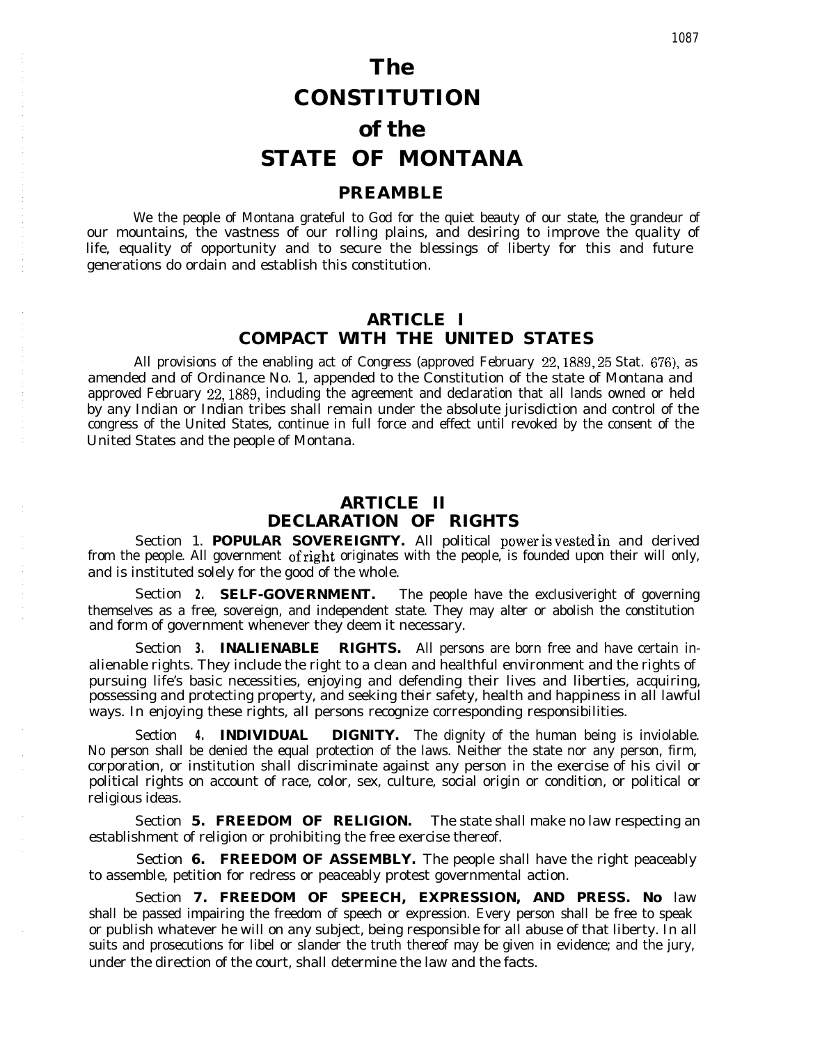# The CONSTITUTION of the STATE OF MONTANA

## PREAMBLE

We the people of Montana grateful to God for the quiet beauty of our state, the grandeur of our mountains, the vastness of our rolling plains, and desiring to improve the quality of life, equality of opportunity and to secure the blessings of liberty for this and future generations do ordain and establish this constitution.

## ARTICLE I
## COMPACT WITH THE UNITED STATES

All provisions of the enabling act of Congress (approved February 22, 1889, 25 Stat. 676), as amended and of Ordinance No. 1, appended to the Constitution of the state of Montana and approved February 22, 1889, including the agreement and declaration that all lands owned or held by any Indian or Indian tribes shall remain under the absolute jurisdiction and control of the congress of the United States, continue in full force and effect until revoked by the consent of the United States and the people of Montana.

## ARTICLE II
## DECLARATION OF RIGHTS

Section 1. **POPULAR SOVEREIGNTY.** All political power is vested in and derived from the people. All government of right originates with the people, is founded upon their will only, and is instituted solely for the good of the whole.

Section 2. **SELF-GOVERNMENT.** The people have the exclusive right of governing themselves as a free, sovereign, and independent state. They may alter or abolish the constitution and form of government whenever they deem it necessary.

Section 3. **INALIENABLE RIGHTS.** All persons are born free and have certain inalienable rights. They include the right to a clean and healthful environment and the rights of pursuing life's basic necessities, enjoying and defending their lives and liberties, acquiring, possessing and protecting property, and seeking their safety, health and happiness in all lawful ways. In enjoying these rights, all persons recognize corresponding responsibilities.

Section 4. **INDIVIDUAL DIGNITY.** The dignity of the human being is inviolable. No person shall be denied the equal protection of the laws. Neither the state nor any person, firm, corporation, or institution shall discriminate against any person in the exercise of his civil or political rights on account of race, color, sex, culture, social origin or condition, or political or religious ideas.

Section **5. FREEDOM OF RELIGION.** The state shall make no law respecting an establishment of religion or prohibiting the free exercise thereof.

Section **6. FREEDOM OF ASSEMBLY.** The people shall have the right peaceably to assemble, petition for redress or peaceably protest governmental action.

Section **7. FREEDOM OF SPEECH, EXPRESSION, AND PRESS.** No law shall be passed impairing the freedom of speech or expression. Every person shall be free to speak or publish whatever he will on any subject, being responsible for all abuse of that liberty. In all suits and prosecutions for libel or slander the truth thereof may be given in evidence; and the jury, under the direction of the court, shall determine the law and the facts.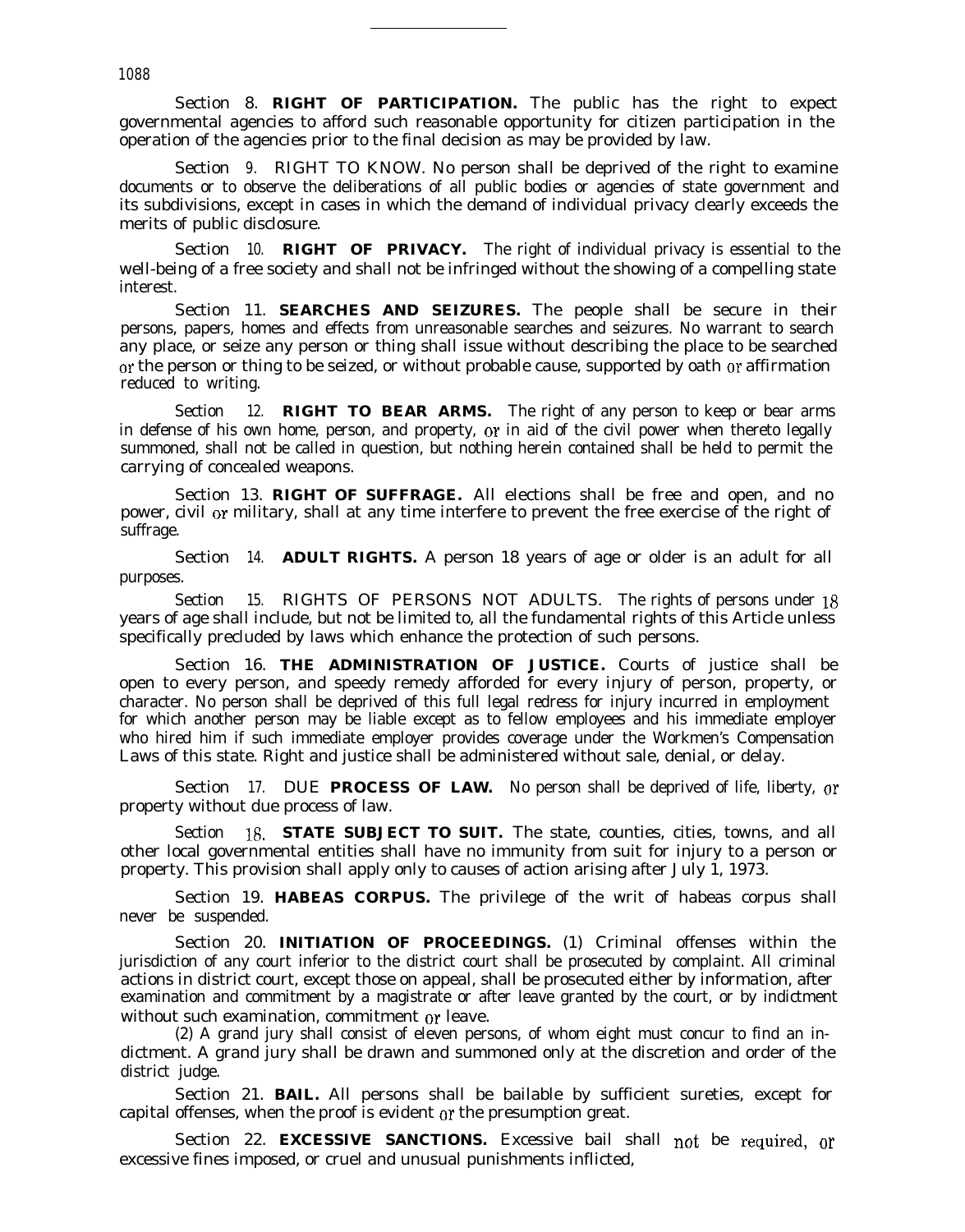Section 8. **RIGHT OF PARTICIPATION.** The public has the right to expect governmental agencies to afford such reasonable opportunity for citizen participation in the operation of the agencies prior to the final decision as may be provided by law.

Section 9. RIGHT TO KNOW. No person shall be deprived of the right to examine documents or to observe the deliberations of all public bodies or agencies of state government and its subdivisions, except in cases in which the demand of individual privacy clearly exceeds the merits of public disclosure.

Section 10. **RIGHT OF PRIVACY.** The right of individual privacy is essential to the well-being of a free society and shall not be infringed without the showing of a compelling state interest.

Section 11. **SEARCHES AND SEIZURES.** The people shall be secure in their persons, papers, homes and effects from unreasonable searches and seizures. No warrant to search any place, or seize any person or thing shall issue without describing the place to be searched or the person or thing to be seized, or without probable cause, supported by oath or affirmation reduced to writing.

Section 12. **RIGHT TO BEAR ARMS.** The right of any person to keep or bear arms in defense of his own home, person, and property, or in aid of the civil power when thereto legally summoned, shall not be called in question, but nothing herein contained shall be held to permit the carrying of concealed weapons.

Section 13. **RIGHT OF SUFFRAGE.** All elections shall be free and open, and no power, civil or military, shall at any time interfere to prevent the free exercise of the right of suffrage.

Section 14. **ADULT RIGHTS.** A person 18 years of age or older is an adult for all purposes.

Section 15. RIGHTS OF PERSONS NOT ADULTS. The rights of persons under 18 years of age shall include, but not be limited to, all the fundamental rights of this Article unless specifically precluded by laws which enhance the protection of such persons.

Section 16. **THE ADMINISTRATION OF JUSTICE.** Courts of justice shall be open to every person, and speedy remedy afforded for every injury of person, property, or character. No person shall be deprived of this full legal redress for injury incurred in employment for which another person may be liable except as to fellow employees and his immediate employer who hired him if such immediate employer provides coverage under the Workmen's Compensation Laws of this state. Right and justice shall be administered without sale, denial, or delay.

Section 17. DUE **PROCESS OF LAW.** No person shall be deprived of life, liberty, or property without due process of law.

Section 18. **STATE SUBJECT TO SUIT.** The state, counties, cities, towns, and all other local governmental entities shall have no immunity from suit for injury to a person or property. This provision shall apply only to causes of action arising after July 1, 1973.

Section 19. **HABEAS CORPUS.** The privilege of the writ of habeas corpus shall never be suspended.

Section 20. **INITIATION OF PROCEEDINGS.** (1) Criminal offenses within the jurisdiction of any court inferior to the district court shall be prosecuted by complaint. All criminal actions in district court, except those on appeal, shall be prosecuted either by information, after examination and commitment by a magistrate or after leave granted by the court, or by indictment without such examination, commitment or leave.

(2) A grand jury shall consist of eleven persons, of whom eight must concur to find an indictment. A grand jury shall be drawn and summoned only at the discretion and order of the district judge.

Section 21. **BAIL.** All persons shall be bailable by sufficient sureties, except for capital offenses, when the proof is evident or the presumption great.

Section 22. **EXCESSIVE SANCTIONS.** Excessive bail shall not be required, or excessive fines imposed, or cruel and unusual punishments inflicted,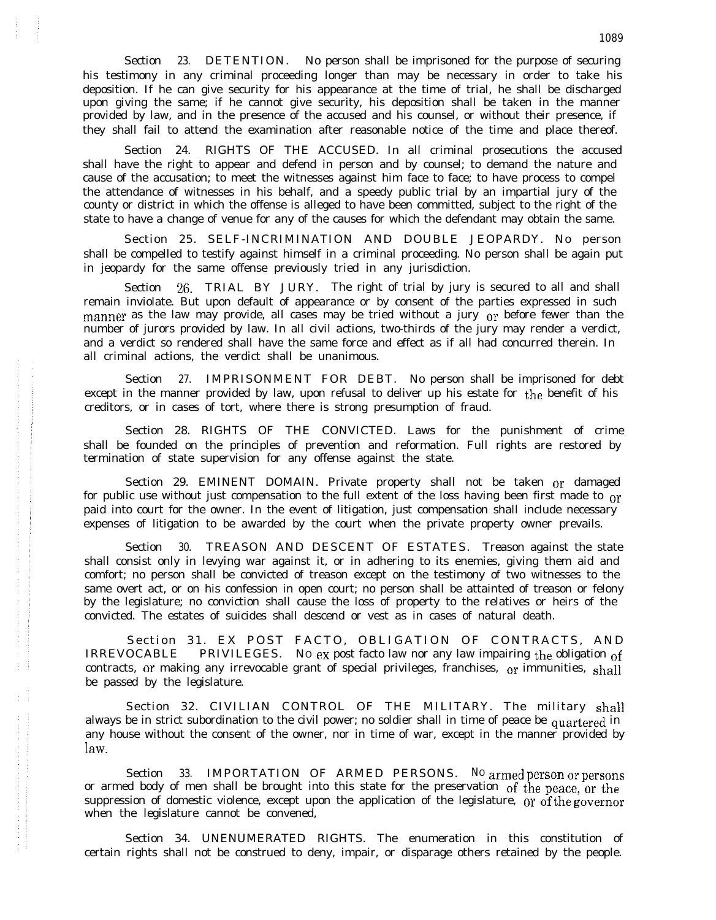Section 23. DETENTION. No person shall be imprisoned for the purpose of securing his testimony in any criminal proceeding longer than may be necessary in order to take his deposition. If he can give security for his appearance at the time of trial, he shall be discharged upon giving the same; if he cannot give security, his deposition shall be taken in the manner provided by law, and in the presence of the accused and his counsel, or without their presence, if they shall fail to attend the examination after reasonable notice of the time and place thereof.

Section 24. RIGHTS OF THE ACCUSED. In all criminal prosecutions the accused shall have the right to appear and defend in person and by counsel; to demand the nature and cause of the accusation; to meet the witnesses against him face to face; to have process to compel the attendance of witnesses in his behalf, and a speedy public trial by an impartial jury of the county or district in which the offense is alleged to have been committed, subject to the right of the state to have a change of venue for any of the causes for which the defendant may obtain the same.

Section 25. SELF-INCRIMINATION AND DOUBLE JEOPARDY. No person shall be compelled to testify against himself in a criminal proceeding. No person shall be again put in jeopardy for the same offense previously tried in any jurisdiction.

Section 26. TRIAL BY JURY. The right of trial by jury is secured to all and shall remain inviolate. But upon default of appearance or by consent of the parties expressed in such manner as the law may provide, all cases may be tried without a jury or before fewer than the number of jurors provided by law. In all civil actions, two-thirds of the jury may render a verdict, and a verdict so rendered shall have the same force and effect as if all had concurred therein. In all criminal actions, the verdict shall be unanimous.

Section 27. IMPRISONMENT FOR DEBT. No person shall be imprisoned for debt except in the manner provided by law, upon refusal to deliver up his estate for the benefit of his creditors, or in cases of tort, where there is strong presumption of fraud.

Section 28. RIGHTS OF THE CONVICTED. Laws for the punishment of crime shall be founded on the principles of prevention and reformation. Full rights are restored by termination of state supervision for any offense against the state.

Section 29. EMINENT DOMAIN. Private property shall not be taken or damaged for public use without just compensation to the full extent of the loss having been first made to or paid into court for the owner. In the event of litigation, just compensation shall include necessary expenses of litigation to be awarded by the court when the private property owner prevails.

Section 30. TREASON AND DESCENT OF ESTATES. Treason against the state shall consist only in levying war against it, or in adhering to its enemies, giving them aid and comfort; no person shall be convicted of treason except on the testimony of two witnesses to the same overt act, or on his confession in open court; no person shall be attainted of treason or felony by the legislature; no conviction shall cause the loss of property to the relatives or heirs of the convicted. The estates of suicides shall descend or vest as in cases of natural death.

Section 31. EX POST FACTO, OBLIGATION OF CONTRACTS, AND IRREVOCABLE PRIVILEGES. No ex post facto law nor any law impairing the obligation of contracts, or making any irrevocable grant of special privileges, franchises, or immunities, shall be passed by the legislature.

Section 32. CIVILIAN CONTROL OF THE MILITARY. The military shall always be in strict subordination to the civil power; no soldier shall in time of peace be quartered in any house without the consent of the owner, nor in time of war, except in the manner provided by law.

Section 33. IMPORTATION OF ARMED PERSONS. No armed person or persons or armed body of men shall be brought into this state for the preservation of the peace, or the suppression of domestic violence, except upon the application of the legislature, or of the governor when the legislature cannot be convened,

Section 34. UNENUMERATED RIGHTS. The enumeration in this constitution of certain rights shall not be construed to deny, impair, or disparage others retained by the people.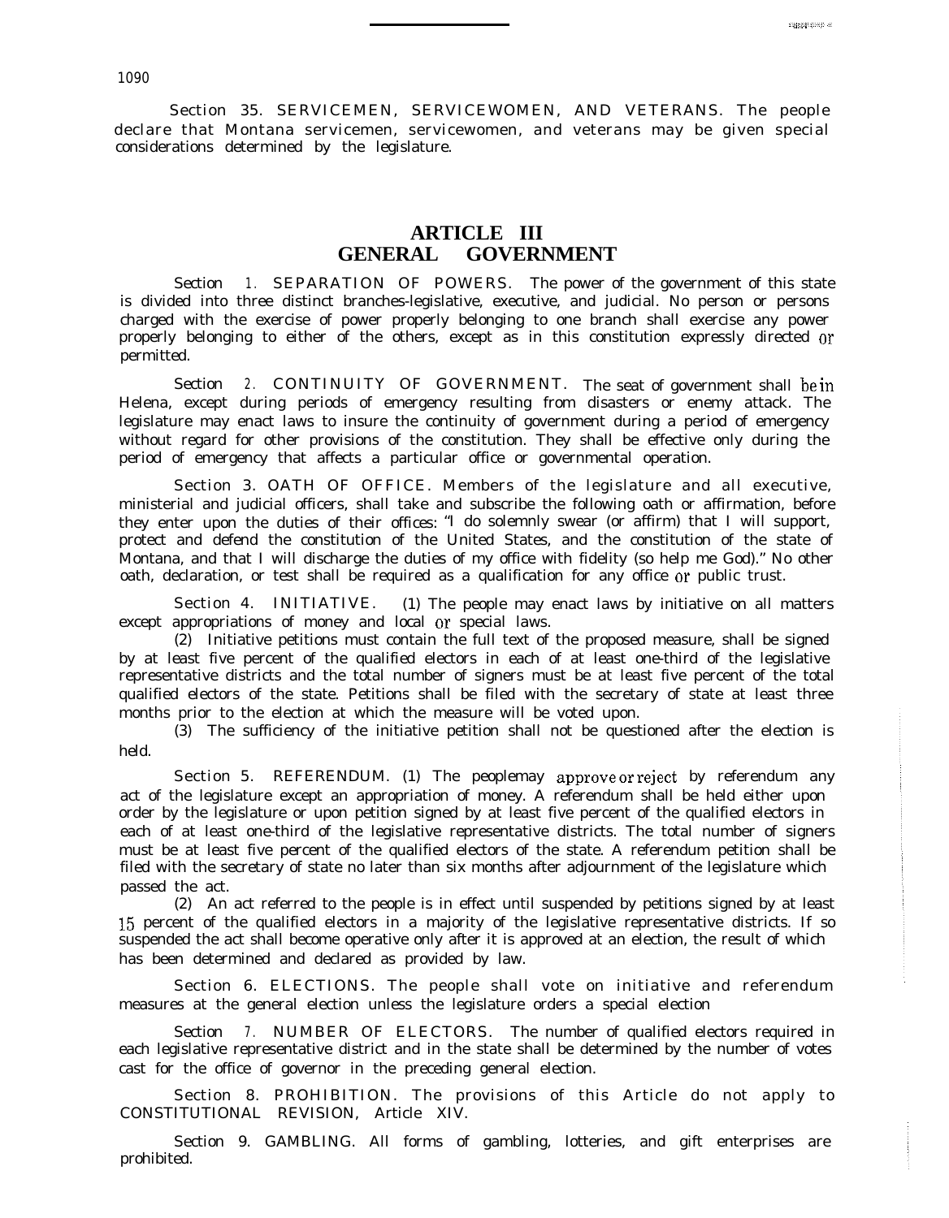Section 35. SERVICEMEN, SERVICEWOMEN, AND VETERANS. The people declare that Montana servicemen, servicewomen, and veterans may be given special considerations determined by the legislature.

# ARTICLE III
# GENERAL GOVERNMENT

Section 1. SEPARATION OF POWERS. The power of the government of this state is divided into three distinct branches-legislative, executive, and judicial. No person or persons charged with the exercise of power properly belonging to one branch shall exercise any power properly belonging to either of the others, except as in this constitution expressly directed or permitted.

Section 2. CONTINUITY OF GOVERNMENT. The seat of government shall be in Helena, except during periods of emergency resulting from disasters or enemy attack. The legislature may enact laws to insure the continuity of government during a period of emergency without regard for other provisions of the constitution. They shall be effective only during the period of emergency that affects a particular office or governmental operation.

Section 3. OATH OF OFFICE. Members of the legislature and all executive, ministerial and judicial officers, shall take and subscribe the following oath or affirmation, before they enter upon the duties of their offices: "I do solemnly swear (or affirm) that I will support, protect and defend the constitution of the United States, and the constitution of the state of Montana, and that I will discharge the duties of my office with fidelity (so help me God)." No other oath, declaration, or test shall be required as a qualification for any office or public trust.

Section 4. INITIATIVE. (1) The people may enact laws by initiative on all matters except appropriations of money and local or special laws.

(2) Initiative petitions must contain the full text of the proposed measure, shall be signed by at least five percent of the qualified electors in each of at least one-third of the legislative representative districts and the total number of signers must be at least five percent of the total qualified electors of the state. Petitions shall be filed with the secretary of state at least three months prior to the election at which the measure will be voted upon.

(3) The sufficiency of the initiative petition shall not be questioned after the election is held.

Section 5. REFERENDUM. (1) The peoplemay approve or reject by referendum any act of the legislature except an appropriation of money. A referendum shall be held either upon order by the legislature or upon petition signed by at least five percent of the qualified electors in each of at least one-third of the legislative representative districts. The total number of signers must be at least five percent of the qualified electors of the state. A referendum petition shall be filed with the secretary of state no later than six months after adjournment of the legislature which passed the act.

(2) An act referred to the people is in effect until suspended by petitions signed by at least 15 percent of the qualified electors in a majority of the legislative representative districts. If so suspended the act shall become operative only after it is approved at an election, the result of which has been determined and declared as provided by law.

Section 6. ELECTIONS. The people shall vote on initiative and referendum measures at the general election unless the legislature orders a special election

Section 7. NUMBER OF ELECTORS. The number of qualified electors required in each legislative representative district and in the state shall be determined by the number of votes cast for the office of governor in the preceding general election.

Section 8. PROHIBITION. The provisions of this Article do not apply to CONSTITUTIONAL REVISION, Article XIV.

Section 9. GAMBLING. All forms of gambling, lotteries, and gift enterprises are prohibited.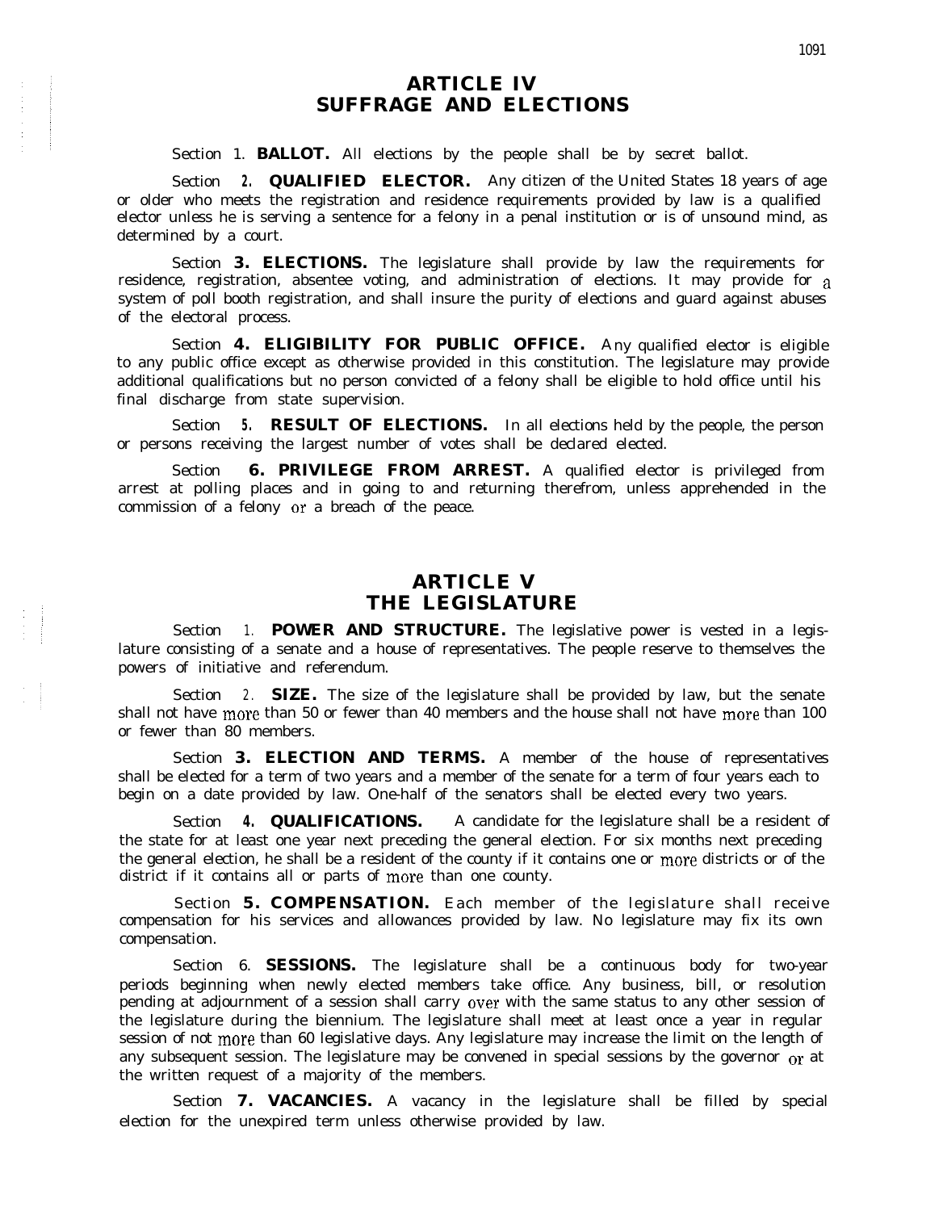# ARTICLE IV
# SUFFRAGE AND ELECTIONS

Section 1. **BALLOT.** All elections by the people shall be by secret ballot.

Section 2. **QUALIFIED ELECTOR.** Any citizen of the United States 18 years of age or older who meets the registration and residence requirements provided by law is a qualified elector unless he is serving a sentence for a felony in a penal institution or is of unsound mind, as determined by a court.

Section 3. **ELECTIONS.** The legislature shall provide by law the requirements for residence, registration, absentee voting, and administration of elections. It may provide for a system of poll booth registration, and shall insure the purity of elections and guard against abuses of the electoral process.

Section 4. **ELIGIBILITY FOR PUBLIC OFFICE.** Any qualified elector is eligible to any public office except as otherwise provided in this constitution. The legislature may provide additional qualifications but no person convicted of a felony shall be eligible to hold office until his final discharge from state supervision.

Section 5. **RESULT OF ELECTIONS.** In all elections held by the people, the person or persons receiving the largest number of votes shall be declared elected.

Section 6. **PRIVILEGE FROM ARREST.** A qualified elector is privileged from arrest at polling places and in going to and returning therefrom, unless apprehended in the commission of a felony or a breach of the peace.

# ARTICLE V
# THE LEGISLATURE

Section 1. **POWER AND STRUCTURE.** The legislative power is vested in a legislature consisting of a senate and a house of representatives. The people reserve to themselves the powers of initiative and referendum.

Section 2. **SIZE.** The size of the legislature shall be provided by law, but the senate shall not have more than 50 or fewer than 40 members and the house shall not have more than 100 or fewer than 80 members.

Section 3. **ELECTION AND TERMS.** A member of the house of representatives shall be elected for a term of two years and a member of the senate for a term of four years each to begin on a date provided by law. One-half of the senators shall be elected every two years.

Section 4. **QUALIFICATIONS.** A candidate for the legislature shall be a resident of the state for at least one year next preceding the general election. For six months next preceding the general election, he shall be a resident of the county if it contains one or more districts or of the district if it contains all or parts of more than one county.

Section 5. **COMPENSATION.** Each member of the legislature shall receive compensation for his services and allowances provided by law. No legislature may fix its own compensation.

Section 6. **SESSIONS.** The legislature shall be a continuous body for two-year periods beginning when newly elected members take office. Any business, bill, or resolution pending at adjournment of a session shall carry over with the same status to any other session of the legislature during the biennium. The legislature shall meet at least once a year in regular session of not more than 60 legislative days. Any legislature may increase the limit on the length of any subsequent session. The legislature may be convened in special sessions by the governor or at the written request of a majority of the members.

Section 7. **VACANCIES.** A vacancy in the legislature shall be filled by special election for the unexpired term unless otherwise provided by law.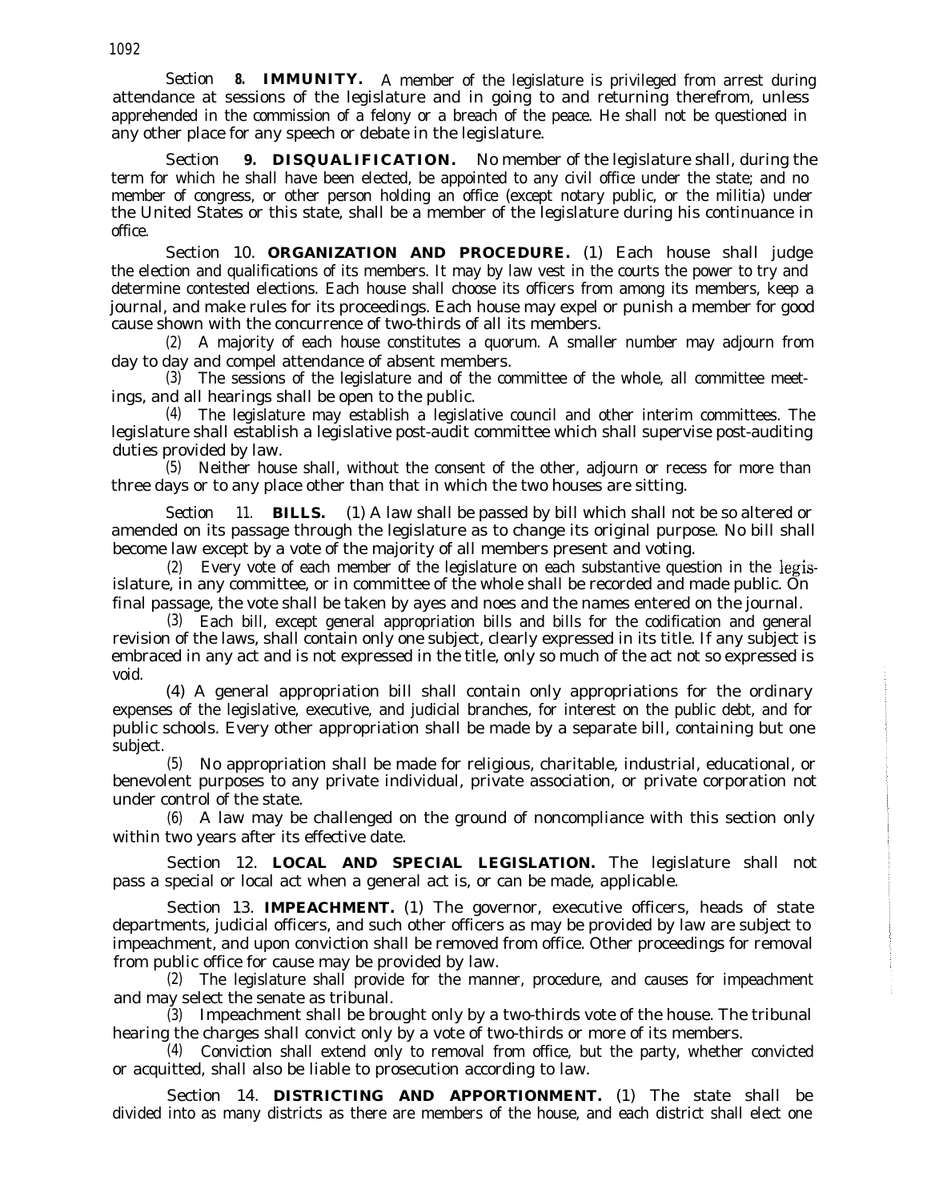Section **8. IMMUNITY.** A member of the legislature is privileged from arrest during attendance at sessions of the legislature and in going to and returning therefrom, unless apprehended in the commission of a felony or a breach of the peace. He shall not be questioned in any other place for any speech or debate in the legislature.

Section **9. DISQUALIFICATION.** No member of the legislature shall, during the term for which he shall have been elected, be appointed to any civil office under the state; and no member of congress, or other person holding an office (except notary public, or the militia) under the United States or this state, shall be a member of the legislature during his continuance in office.

Section 10. **ORGANIZATION AND PROCEDURE.** (1) Each house shall judge the election and qualifications of its members. It may by law vest in the courts the power to try and determine contested elections. Each house shall choose its officers from among its members, keep a journal, and make rules for its proceedings. Each house may expel or punish a member for good cause shown with the concurrence of two-thirds of all its members.

(2) A majority of each house constitutes a quorum. A smaller number may adjourn from day to day and compel attendance of absent members.

(3) The sessions of the legislature and of the committee of the whole, all committee meetings, and all hearings shall be open to the public.

(4) The legislature may establish a legislative council and other interim committees. The legislature shall establish a legislative post-audit committee which shall supervise post-auditing duties provided by law.

(5) Neither house shall, without the consent of the other, adjourn or recess for more than three days or to any place other than that in which the two houses are sitting.

Section 11. **BILLS.** (1) A law shall be passed by bill which shall not be so altered or amended on its passage through the legislature as to change its original purpose. No bill shall become law except by a vote of the majority of all members present and voting.

(2) Every vote of each member of the legislature on each substantive question in the legislature, in any committee, or in committee of the whole shall be recorded and made public. On final passage, the vote shall be taken by ayes and noes and the names entered on the journal.

(3) Each bill, except general appropriation bills and bills for the codification and general revision of the laws, shall contain only one subject, clearly expressed in its title. If any subject is embraced in any act and is not expressed in the title, only so much of the act not so expressed is void.

(4) A general appropriation bill shall contain only appropriations for the ordinary expenses of the legislative, executive, and judicial branches, for interest on the public debt, and for public schools. Every other appropriation shall be made by a separate bill, containing but one subject.

(5) No appropriation shall be made for religious, charitable, industrial, educational, or benevolent purposes to any private individual, private association, or private corporation not under control of the state.

(6) A law may be challenged on the ground of noncompliance with this section only within two years after its effective date.

Section 12. **LOCAL AND SPECIAL LEGISLATION.** The legislature shall not pass a special or local act when a general act is, or can be made, applicable.

Section 13. **IMPEACHMENT.** (1) The governor, executive officers, heads of state departments, judicial officers, and such other officers as may be provided by law are subject to impeachment, and upon conviction shall be removed from office. Other proceedings for removal from public office for cause may be provided by law.

(2) The legislature shall provide for the manner, procedure, and causes for impeachment and may select the senate as tribunal.

(3) Impeachment shall be brought only by a two-thirds vote of the house. The tribunal hearing the charges shall convict only by a vote of two-thirds or more of its members.

(4) Conviction shall extend only to removal from office, but the party, whether convicted or acquitted, shall also be liable to prosecution according to law.

Section 14. **DISTRICTING AND APPORTIONMENT.** (1) The state shall be divided into as many districts as there are members of the house, and each district shall elect one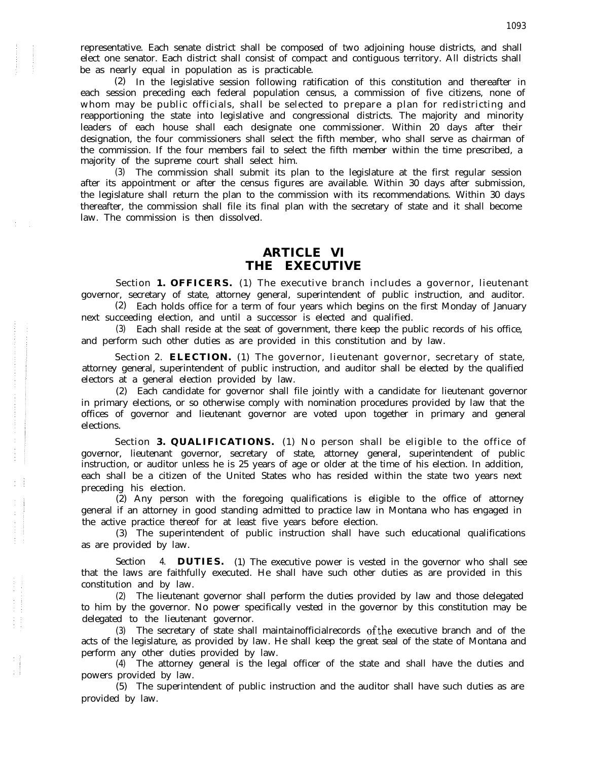representative. Each senate district shall be composed of two adjoining house districts, and shall elect one senator. Each district shall consist of compact and contiguous territory. All districts shall be as nearly equal in population as is practicable.

(2) In the legislative session following ratification of this constitution and thereafter in each session preceding each federal population census, a commission of five citizens, none of whom may be public officials, shall be selected to prepare a plan for redistricting and reapportioning the state into legislative and congressional districts. The majority and minority leaders of each house shall each designate one commissioner. Within 20 days after their designation, the four commissioners shall select the fifth member, who shall serve as chairman of the commission. If the four members fail to select the fifth member within the time prescribed, a majority of the supreme court shall select him.

(3) The commission shall submit its plan to the legislature at the first regular session after its appointment or after the census figures are available. Within 30 days after submission, the legislature shall return the plan to the commission with its recommendations. Within 30 days thereafter, the commission shall file its final plan with the secretary of state and it shall become law. The commission is then dissolved.

# ARTICLE VI
# THE EXECUTIVE

Section **1. OFFICERS.** (1) The executive branch includes a governor, lieutenant governor, secretary of state, attorney general, superintendent of public instruction, and auditor.

(2) Each holds office for a term of four years which begins on the first Monday of January next succeeding election, and until a successor is elected and qualified.

(3) Each shall reside at the seat of government, there keep the public records of his office, and perform such other duties as are provided in this constitution and by law.

Section 2. **ELECTION.** (1) The governor, lieutenant governor, secretary of state, attorney general, superintendent of public instruction, and auditor shall be elected by the qualified electors at a general election provided by law.

(2) Each candidate for governor shall file jointly with a candidate for lieutenant governor in primary elections, or so otherwise comply with nomination procedures provided by law that the offices of governor and lieutenant governor are voted upon together in primary and general elections.

Section **3. QUALIFICATIONS.** (1) No person shall be eligible to the office of governor, lieutenant governor, secretary of state, attorney general, superintendent of public instruction, or auditor unless he is 25 years of age or older at the time of his election. In addition, each shall be a citizen of the United States who has resided within the state two years next preceding his election.

(2) Any person with the foregoing qualifications is eligible to the office of attorney general if an attorney in good standing admitted to practice law in Montana who has engaged in the active practice thereof for at least five years before election.

(3) The superintendent of public instruction shall have such educational qualifications as are provided by law.

Section 4. **DUTIES.** (1) The executive power is vested in the governor who shall see that the laws are faithfully executed. He shall have such other duties as are provided in this constitution and by law.

(2) The lieutenant governor shall perform the duties provided by law and those delegated to him by the governor. No power specifically vested in the governor by this constitution may be delegated to the lieutenant governor.

(3) The secretary of state shall maintain official records of the executive branch and of the acts of the legislature, as provided by law. He shall keep the great seal of the state of Montana and perform any other duties provided by law.

(4) The attorney general is the legal officer of the state and shall have the duties and powers provided by law.

(5) The superintendent of public instruction and the auditor shall have such duties as are provided by law.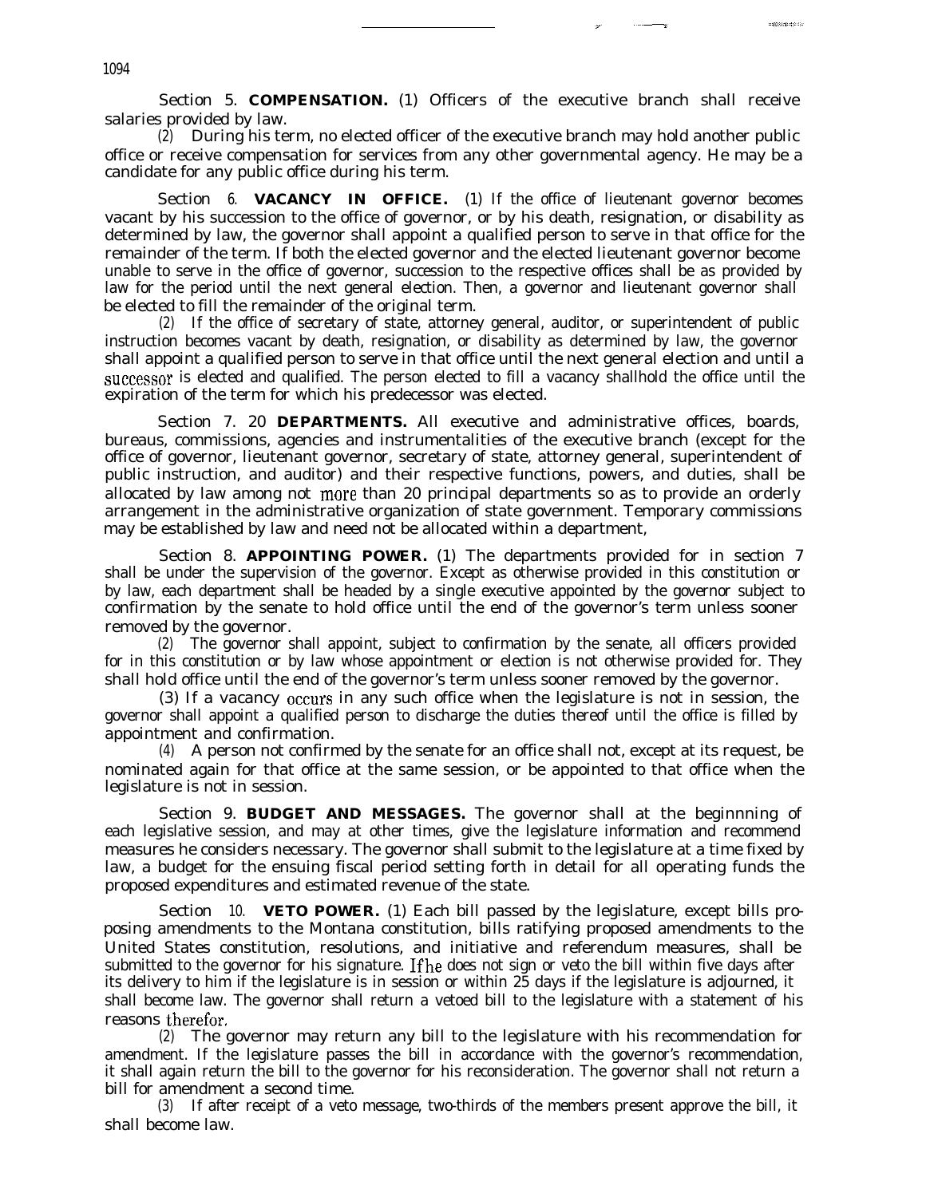Section 5. **COMPENSATION.** (1) Officers of the executive branch shall receive salaries provided by law.

(2) During his term, no elected officer of the executive branch may hold another public office or receive compensation for services from any other governmental agency. He may be a candidate for any public office during his term.

Section 6. **VACANCY IN OFFICE.** (1) If the office of lieutenant governor becomes vacant by his succession to the office of governor, or by his death, resignation, or disability as determined by law, the governor shall appoint a qualified person to serve in that office for the remainder of the term. If both the elected governor and the elected lieutenant governor become unable to serve in the office of governor, succession to the respective offices shall be as provided by law for the period until the next general election. Then, a governor and lieutenant governor shall be elected to fill the remainder of the original term.

(2) If the office of secretary of state, attorney general, auditor, or superintendent of public instruction becomes vacant by death, resignation, or disability as determined by law, the governor shall appoint a qualified person to serve in that office until the next general election and until a successor is elected and qualified. The person elected to fill a vacancy shallhold the office until the expiration of the term for which his predecessor was elected.

Section 7. 20 **DEPARTMENTS.** All executive and administrative offices, boards, bureaus, commissions, agencies and instrumentalities of the executive branch (except for the office of governor, lieutenant governor, secretary of state, attorney general, superintendent of public instruction, and auditor) and their respective functions, powers, and duties, shall be allocated by law among not more than 20 principal departments so as to provide an orderly arrangement in the administrative organization of state government. Temporary commissions may be established by law and need not be allocated within a department,

Section 8. **APPOINTING POWER.** (1) The departments provided for in section 7 shall be under the supervision of the governor. Except as otherwise provided in this constitution or by law, each department shall be headed by a single executive appointed by the governor subject to confirmation by the senate to hold office until the end of the governor's term unless sooner removed by the governor.

(2) The governor shall appoint, subject to confirmation by the senate, all officers provided for in this constitution or by law whose appointment or election is not otherwise provided for. They shall hold office until the end of the governor's term unless sooner removed by the governor.

(3) If a vacancy occurs in any such office when the legislature is not in session, the governor shall appoint a qualified person to discharge the duties thereof until the office is filled by appointment and confirmation.

(4) A person not confirmed by the senate for an office shall not, except at its request, be nominated again for that office at the same session, or be appointed to that office when the legislature is not in session.

Section 9. **BUDGET AND MESSAGES.** The governor shall at the beginnning of each legislative session, and may at other times, give the legislature information and recommend measures he considers necessary. The governor shall submit to the legislature at a time fixed by law, a budget for the ensuing fiscal period setting forth in detail for all operating funds the proposed expenditures and estimated revenue of the state.

Section 10. **VETO POWER.** (1) Each bill passed by the legislature, except bills proposing amendments to the Montana constitution, bills ratifying proposed amendments to the United States constitution, resolutions, and initiative and referendum measures, shall be submitted to the governor for his signature. If he does not sign or veto the bill within five days after its delivery to him if the legislature is in session or within 25 days if the legislature is adjourned, it shall become law. The governor shall return a vetoed bill to the legislature with a statement of his reasons therefor.

(2) The governor may return any bill to the legislature with his recommendation for amendment. If the legislature passes the bill in accordance with the governor's recommendation, it shall again return the bill to the governor for his reconsideration. The governor shall not return a bill for amendment a second time.

(3) If after receipt of a veto message, two-thirds of the members present approve the bill, it shall become law.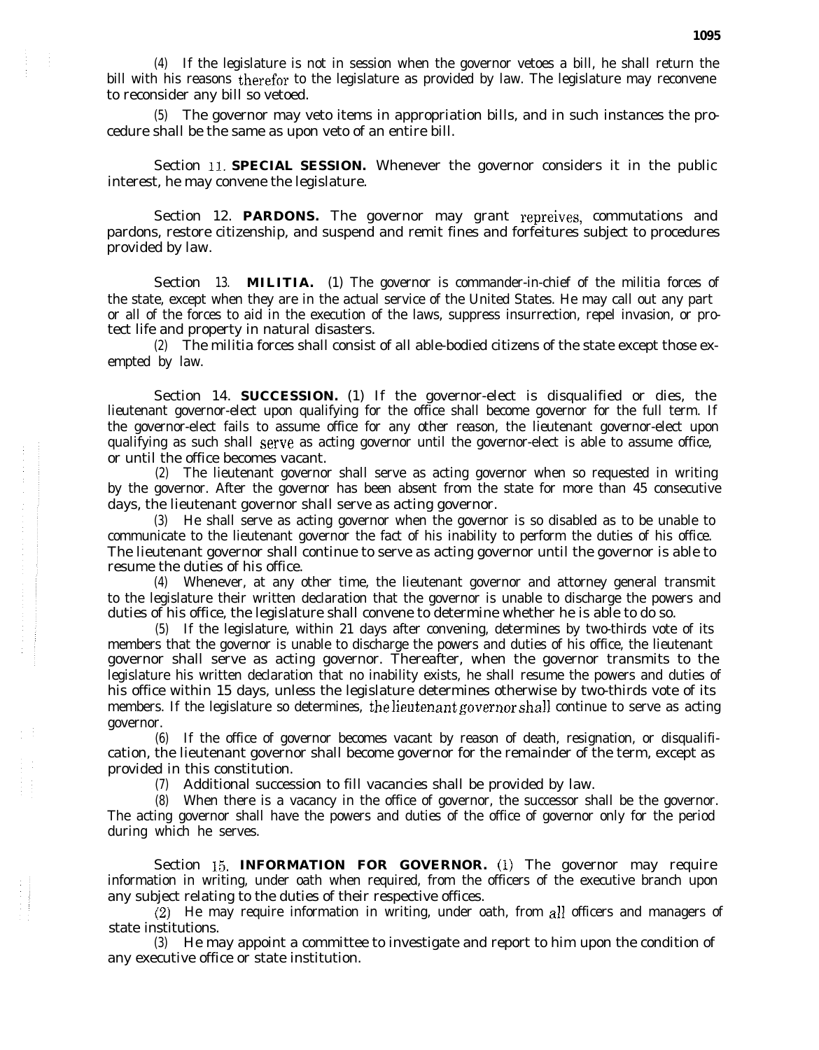(4) If the legislature is not in session when the governor vetoes a bill, he shall return the bill with his reasons therefor to the legislature as provided by law. The legislature may reconvene to reconsider any bill so vetoed.

(5) The governor may veto items in appropriation bills, and in such instances the procedure shall be the same as upon veto of an entire bill.

Section 11. **SPECIAL SESSION.** Whenever the governor considers it in the public interest, he may convene the legislature.

Section 12. **PARDONS.** The governor may grant repreives, commutations and pardons, restore citizenship, and suspend and remit fines and forfeitures subject to procedures provided by law.

Section 13. **MILITIA.** (1) The governor is commander-in-chief of the militia forces of the state, except when they are in the actual service of the United States. He may call out any part or all of the forces to aid in the execution of the laws, suppress insurrection, repel invasion, or protect life and property in natural disasters.

(2) The militia forces shall consist of all able-bodied citizens of the state except those exempted by law.

Section 14. **SUCCESSION.** (1) If the governor-elect is disqualified or dies, the lieutenant governor-elect upon qualifying for the office shall become governor for the full term. If the governor-elect fails to assume office for any other reason, the lieutenant governor-elect upon qualifying as such shall serve as acting governor until the governor-elect is able to assume office, or until the office becomes vacant.

(2) The lieutenant governor shall serve as acting governor when so requested in writing by the governor. After the governor has been absent from the state for more than 45 consecutive days, the lieutenant governor shall serve as acting governor.

(3) He shall serve as acting governor when the governor is so disabled as to be unable to communicate to the lieutenant governor the fact of his inability to perform the duties of his office. The lieutenant governor shall continue to serve as acting governor until the governor is able to resume the duties of his office.

(4) Whenever, at any other time, the lieutenant governor and attorney general transmit to the legislature their written declaration that the governor is unable to discharge the powers and duties of his office, the legislature shall convene to determine whether he is able to do so.

(5) If the legislature, within 21 days after convening, determines by two-thirds vote of its members that the governor is unable to discharge the powers and duties of his office, the lieutenant governor shall serve as acting governor. Thereafter, when the governor transmits to the legislature his written declaration that no inability exists, he shall resume the powers and duties of his office within 15 days, unless the legislature determines otherwise by two-thirds vote of its members. If the legislature so determines, the lieutenant governor shall continue to serve as acting governor.

(6) If the office of governor becomes vacant by reason of death, resignation, or disqualification, the lieutenant governor shall become governor for the remainder of the term, except as provided in this constitution.

(7) Additional succession to fill vacancies shall be provided by law.

(8) When there is a vacancy in the office of governor, the successor shall be the governor. The acting governor shall have the powers and duties of the office of governor only for the period during which he serves.

Section 15. **INFORMATION FOR GOVERNOR.** (1) The governor may require information in writing, under oath when required, from the officers of the executive branch upon any subject relating to the duties of their respective offices.

(2) He may require information in writing, under oath, from all officers and managers of state institutions.

(3) He may appoint a committee to investigate and report to him upon the condition of any executive office or state institution.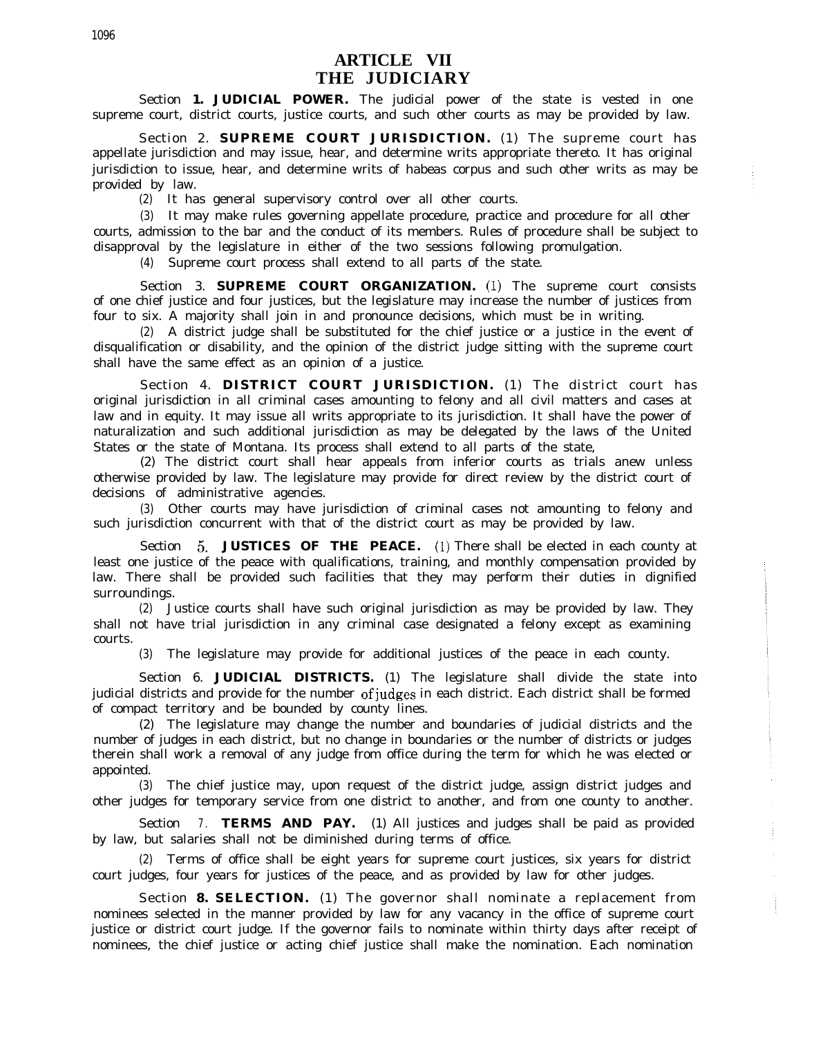# ARTICLE VII
# THE JUDICIARY

Section **1. JUDICIAL POWER.** The judicial power of the state is vested in one supreme court, district courts, justice courts, and such other courts as may be provided by law.

Section 2. **SUPREME COURT JURISDICTION.** (1) The supreme court has appellate jurisdiction and may issue, hear, and determine writs appropriate thereto. It has original jurisdiction to issue, hear, and determine writs of habeas corpus and such other writs as may be provided by law.

(2) It has general supervisory control over all other courts.

(3) It may make rules governing appellate procedure, practice and procedure for all other courts, admission to the bar and the conduct of its members. Rules of procedure shall be subject to disapproval by the legislature in either of the two sessions following promulgation.

(4) Supreme court process shall extend to all parts of the state.

Section 3. **SUPREME COURT ORGANIZATION.** (1) The supreme court consists of one chief justice and four justices, but the legislature may increase the number of justices from four to six. A majority shall join in and pronounce decisions, which must be in writing.

(2) A district judge shall be substituted for the chief justice or a justice in the event of disqualification or disability, and the opinion of the district judge sitting with the supreme court shall have the same effect as an opinion of a justice.

Section 4. **DISTRICT COURT JURISDICTION.** (1) The district court has original jurisdiction in all criminal cases amounting to felony and all civil matters and cases at law and in equity. It may issue all writs appropriate to its jurisdiction. It shall have the power of naturalization and such additional jurisdiction as may be delegated by the laws of the United States or the state of Montana. Its process shall extend to all parts of the state,

(2) The district court shall hear appeals from inferior courts as trials anew unless otherwise provided by law. The legislature may provide for direct review by the district court of decisions of administrative agencies.

(3) Other courts may have jurisdiction of criminal cases not amounting to felony and such jurisdiction concurrent with that of the district court as may be provided by law.

Section 5. **JUSTICES OF THE PEACE.** (1) There shall be elected in each county at least one justice of the peace with qualifications, training, and monthly compensation provided by law. There shall be provided such facilities that they may perform their duties in dignified surroundings.

(2) Justice courts shall have such original jurisdiction as may be provided by law. They shall not have trial jurisdiction in any criminal case designated a felony except as examining courts.

(3) The legislature may provide for additional justices of the peace in each county.

Section 6. **JUDICIAL DISTRICTS.** (1) The legislature shall divide the state into judicial districts and provide for the number of judges in each district. Each district shall be formed of compact territory and be bounded by county lines.

(2) The legislature may change the number and boundaries of judicial districts and the number of judges in each district, but no change in boundaries or the number of districts or judges therein shall work a removal of any judge from office during the term for which he was elected or appointed.

(3) The chief justice may, upon request of the district judge, assign district judges and other judges for temporary service from one district to another, and from one county to another.

Section 7. **TERMS AND PAY.** (1) All justices and judges shall be paid as provided by law, but salaries shall not be diminished during terms of office.

(2) Terms of office shall be eight years for supreme court justices, six years for district court judges, four years for justices of the peace, and as provided by law for other judges.

Section **8. SELECTION.** (1) The governor shall nominate a replacement from nominees selected in the manner provided by law for any vacancy in the office of supreme court justice or district court judge. If the governor fails to nominate within thirty days after receipt of nominees, the chief justice or acting chief justice shall make the nomination. Each nomination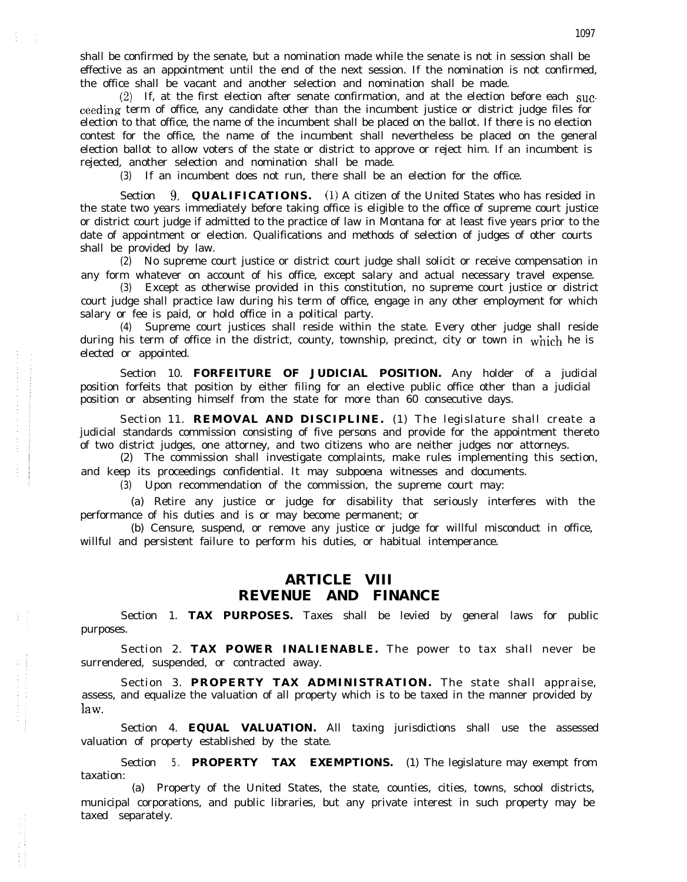shall be confirmed by the senate, but a nomination made while the senate is not in session shall be effective as an appointment until the end of the next session. If the nomination is not confirmed, the office shall be vacant and another selection and nomination shall be made.

(2) If, at the first election after senate confirmation, and at the election before each succeeding term of office, any candidate other than the incumbent justice or district judge files for election to that office, the name of the incumbent shall be placed on the ballot. If there is no election contest for the office, the name of the incumbent shall nevertheless be placed on the general election ballot to allow voters of the state or district to approve or reject him. If an incumbent is rejected, another selection and nomination shall be made.

(3) If an incumbent does not run, there shall be an election for the office.

Section 9. **QUALIFICATIONS.** (1) A citizen of the United States who has resided in the state two years immediately before taking office is eligible to the office of supreme court justice or district court judge if admitted to the practice of law in Montana for at least five years prior to the date of appointment or election. Qualifications and methods of selection of judges of other courts shall be provided by law.

(2) No supreme court justice or district court judge shall solicit or receive compensation in any form whatever on account of his office, except salary and actual necessary travel expense.

(3) Except as otherwise provided in this constitution, no supreme court justice or district court judge shall practice law during his term of office, engage in any other employment for which salary or fee is paid, or hold office in a political party.

(4) Supreme court justices shall reside within the state. Every other judge shall reside during his term of office in the district, county, township, precinct, city or town in which he is elected or appointed.

Section 10. **FORFEITURE OF JUDICIAL POSITION.** Any holder of a judicial position forfeits that position by either filing for an elective public office other than a judicial position or absenting himself from the state for more than 60 consecutive days.

Section 11. **REMOVAL AND DISCIPLINE.** (1) The legislature shall create a judicial standards commission consisting of five persons and provide for the appointment thereto of two district judges, one attorney, and two citizens who are neither judges nor attorneys.

(2) The commission shall investigate complaints, make rules implementing this section, and keep its proceedings confidential. It may subpoena witnesses and documents.

(3) Upon recommendation of the commission, the supreme court may:

(a) Retire any justice or judge for disability that seriously interferes with the performance of his duties and is or may become permanent; or

(b) Censure, suspend, or remove any justice or judge for willful misconduct in office, willful and persistent failure to perform his duties, or habitual intemperance.

# ARTICLE VIII
# REVENUE AND FINANCE

Section 1. **TAX PURPOSES.** Taxes shall be levied by general laws for public purposes.

Section 2. **TAX POWER INALIENABLE.** The power to tax shall never be surrendered, suspended, or contracted away.

Section 3. **PROPERTY TAX ADMINISTRATION.** The state shall appraise, assess, and equalize the valuation of all property which is to be taxed in the manner provided by law.

Section 4. **EQUAL VALUATION.** All taxing jurisdictions shall use the assessed valuation of property established by the state.

Section 5. **PROPERTY TAX EXEMPTIONS.** (1) The legislature may exempt from taxation:

(a) Property of the United States, the state, counties, cities, towns, school districts, municipal corporations, and public libraries, but any private interest in such property may be taxed separately.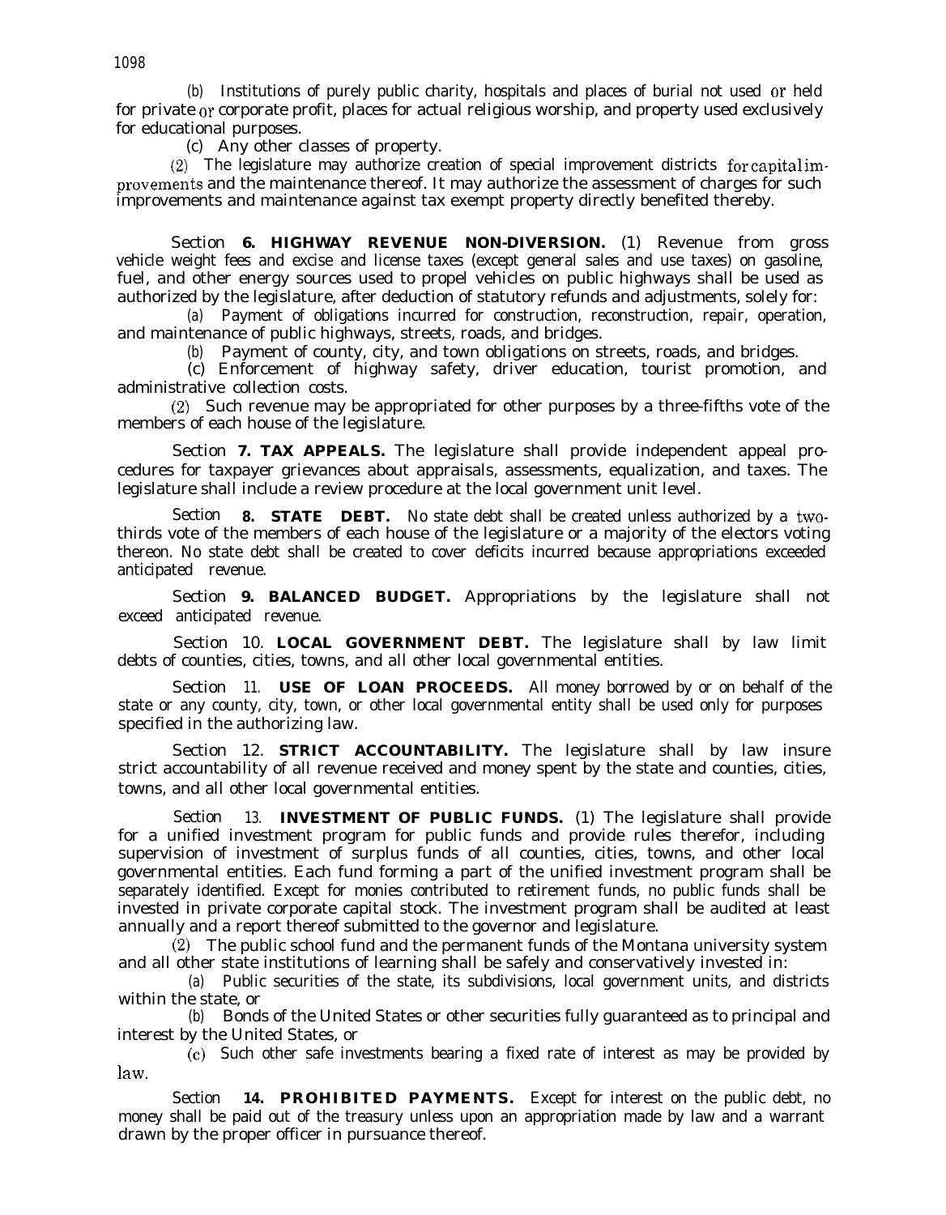(b) Institutions of purely public charity, hospitals and places of burial not used or held for private or corporate profit, places for actual religious worship, and property used exclusively for educational purposes.

(c) Any other classes of property.

(2) The legislature may authorize creation of special improvement districts for capital improvements and the maintenance thereof. It may authorize the assessment of charges for such improvements and maintenance against tax exempt property directly benefited thereby.

Section **6. HIGHWAY REVENUE NON-DIVERSION.** (1) Revenue from gross vehicle weight fees and excise and license taxes (except general sales and use taxes) on gasoline, fuel, and other energy sources used to propel vehicles on public highways shall be used as authorized by the legislature, after deduction of statutory refunds and adjustments, solely for:

(a) Payment of obligations incurred for construction, reconstruction, repair, operation, and maintenance of public highways, streets, roads, and bridges.

(b) Payment of county, city, and town obligations on streets, roads, and bridges.

(c) Enforcement of highway safety, driver education, tourist promotion, and administrative collection costs.

(2) Such revenue may be appropriated for other purposes by a three-fifths vote of the members of each house of the legislature.

Section **7. TAX APPEALS.** The legislature shall provide independent appeal procedures for taxpayer grievances about appraisals, assessments, equalization, and taxes. The legislature shall include a review procedure at the local government unit level.

Section **8. STATE DEBT.** No state debt shall be created unless authorized by a two-thirds vote of the members of each house of the legislature or a majority of the electors voting thereon. No state debt shall be created to cover deficits incurred because appropriations exceeded anticipated revenue.

Section **9. BALANCED BUDGET.** Appropriations by the legislature shall not exceed anticipated revenue.

Section 10. **LOCAL GOVERNMENT DEBT.** The legislature shall by law limit debts of counties, cities, towns, and all other local governmental entities.

Section 11. **USE OF LOAN PROCEEDS.** All money borrowed by or on behalf of the state or any county, city, town, or other local governmental entity shall be used only for purposes specified in the authorizing law.

Section 12. **STRICT ACCOUNTABILITY.** The legislature shall by law insure strict accountability of all revenue received and money spent by the state and counties, cities, towns, and all other local governmental entities.

Section 13. **INVESTMENT OF PUBLIC FUNDS.** (1) The legislature shall provide for a unified investment program for public funds and provide rules therefor, including supervision of investment of surplus funds of all counties, cities, towns, and other local governmental entities. Each fund forming a part of the unified investment program shall be separately identified. Except for monies contributed to retirement funds, no public funds shall be invested in private corporate capital stock. The investment program shall be audited at least annually and a report thereof submitted to the governor and legislature.

(2) The public school fund and the permanent funds of the Montana university system and all other state institutions of learning shall be safely and conservatively invested in:

(a) Public securities of the state, its subdivisions, local government units, and districts within the state, or

(b) Bonds of the United States or other securities fully guaranteed as to principal and interest by the United States, or

(c) Such other safe investments bearing a fixed rate of interest as may be provided by law.

Section **14. PROHIBITED PAYMENTS.** Except for interest on the public debt, no money shall be paid out of the treasury unless upon an appropriation made by law and a warrant drawn by the proper officer in pursuance thereof.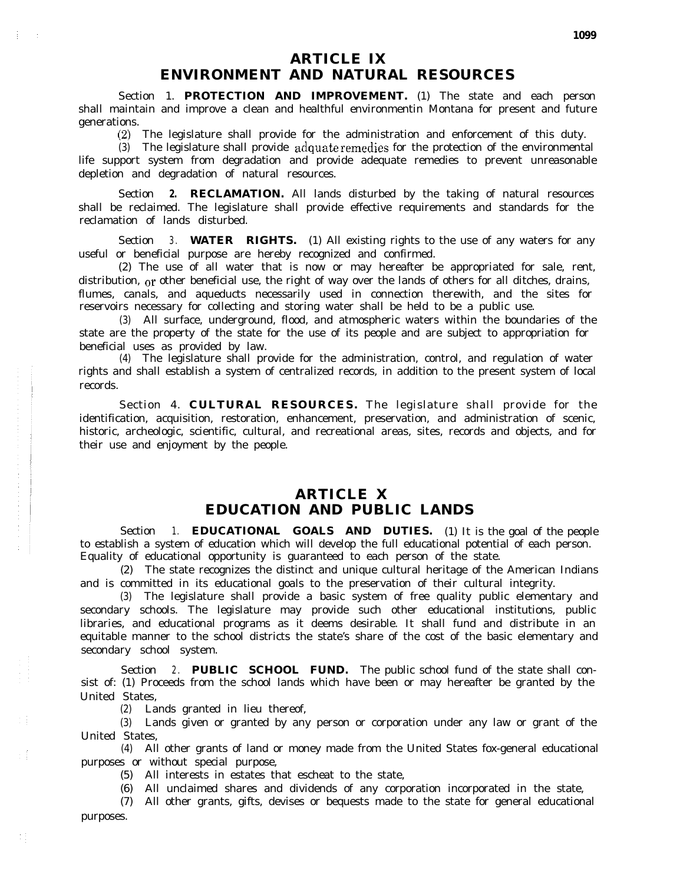# ARTICLE IX
# ENVIRONMENT AND NATURAL RESOURCES

Section 1. **PROTECTION AND IMPROVEMENT.** (1) The state and each person shall maintain and improve a clean and healthful environmentin Montana for present and future generations.

(2) The legislature shall provide for the administration and enforcement of this duty.

(3) The legislature shall provide adquate remedies for the protection of the environmental life support system from degradation and provide adequate remedies to prevent unreasonable depletion and degradation of natural resources.

Section 2. **RECLAMATION.** All lands disturbed by the taking of natural resources shall be reclaimed. The legislature shall provide effective requirements and standards for the reclamation of lands disturbed.

Section 3. **WATER RIGHTS.** (1) All existing rights to the use of any waters for any useful or beneficial purpose are hereby recognized and confirmed.

(2) The use of all water that is now or may hereafter be appropriated for sale, rent, distribution, or other beneficial use, the right of way over the lands of others for all ditches, drains, flumes, canals, and aqueducts necessarily used in connection therewith, and the sites for reservoirs necessary for collecting and storing water shall be held to be a public use.

(3) All surface, underground, flood, and atmospheric waters within the boundaries of the state are the property of the state for the use of its people and are subject to appropriation for beneficial uses as provided by law.

(4) The legislature shall provide for the administration, control, and regulation of water rights and shall establish a system of centralized records, in addition to the present system of local records.

Section 4. **CULTURAL RESOURCES.** The legislature shall provide for the identification, acquisition, restoration, enhancement, preservation, and administration of scenic, historic, archeologic, scientific, cultural, and recreational areas, sites, records and objects, and for their use and enjoyment by the people.

# ARTICLE X
# EDUCATION AND PUBLIC LANDS

Section 1. **EDUCATIONAL GOALS AND DUTIES.** (1) It is the goal of the people to establish a system of education which will develop the full educational potential of each person. Equality of educational opportunity is guaranteed to each person of the state.

(2) The state recognizes the distinct and unique cultural heritage of the American Indians and is committed in its educational goals to the preservation of their cultural integrity.

(3) The legislature shall provide a basic system of free quality public elementary and secondary schools. The legislature may provide such other educational institutions, public libraries, and educational programs as it deems desirable. It shall fund and distribute in an equitable manner to the school districts the state's share of the cost of the basic elementary and secondary school system.

Section 2. **PUBLIC SCHOOL FUND.** The public school fund of the state shall consist of: (1) Proceeds from the school lands which have been or may hereafter be granted by the United States,

(2) Lands granted in lieu thereof,

(3) Lands given or granted by any person or corporation under any law or grant of the United States,

(4) All other grants of land or money made from the United States fox-general educational purposes or without special purpose,

(5) All interests in estates that escheat to the state,

(6) All unclaimed shares and dividends of any corporation incorporated in the state,

(7) All other grants, gifts, devises or bequests made to the state for general educational purposes.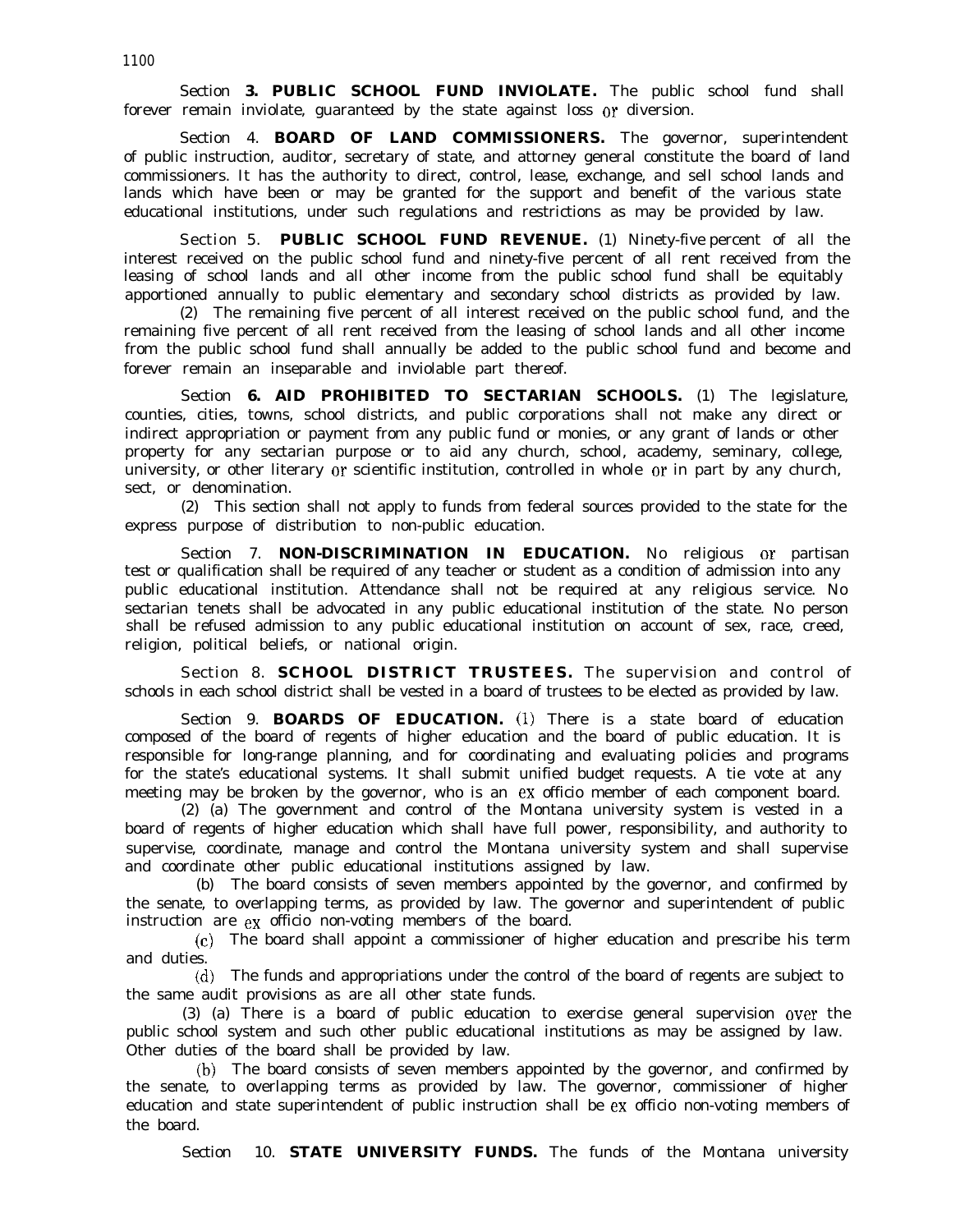Section **3. PUBLIC SCHOOL FUND INVIOLATE.** The public school fund shall forever remain inviolate, guaranteed by the state against loss or diversion.

Section 4. **BOARD OF LAND COMMISSIONERS.** The governor, superintendent of public instruction, auditor, secretary of state, and attorney general constitute the board of land commissioners. It has the authority to direct, control, lease, exchange, and sell school lands and lands which have been or may be granted for the support and benefit of the various state educational institutions, under such regulations and restrictions as may be provided by law.

Section 5. **PUBLIC SCHOOL FUND REVENUE.** (1) Ninety-five percent of all the interest received on the public school fund and ninety-five percent of all rent received from the leasing of school lands and all other income from the public school fund shall be equitably apportioned annually to public elementary and secondary school districts as provided by law.

(2) The remaining five percent of all interest received on the public school fund, and the remaining five percent of all rent received from the leasing of school lands and all other income from the public school fund shall annually be added to the public school fund and become and forever remain an inseparable and inviolable part thereof.

Section **6. AID PROHIBITED TO SECTARIAN SCHOOLS.** (1) The legislature, counties, cities, towns, school districts, and public corporations shall not make any direct or indirect appropriation or payment from any public fund or monies, or any grant of lands or other property for any sectarian purpose or to aid any church, school, academy, seminary, college, university, or other literary or scientific institution, controlled in whole or in part by any church, sect, or denomination.

(2) This section shall not apply to funds from federal sources provided to the state for the express purpose of distribution to non-public education.

Section 7. **NON-DISCRIMINATION IN EDUCATION.** No religious or partisan test or qualification shall be required of any teacher or student as a condition of admission into any public educational institution. Attendance shall not be required at any religious service. No sectarian tenets shall be advocated in any public educational institution of the state. No person shall be refused admission to any public educational institution on account of sex, race, creed, religion, political beliefs, or national origin.

Section 8. **SCHOOL DISTRICT TRUSTEES.** The supervision and control of schools in each school district shall be vested in a board of trustees to be elected as provided by law.

Section 9. **BOARDS OF EDUCATION.** (1) There is a state board of education composed of the board of regents of higher education and the board of public education. It is responsible for long-range planning, and for coordinating and evaluating policies and programs for the state's educational systems. It shall submit unified budget requests. A tie vote at any meeting may be broken by the governor, who is an ex officio member of each component board.

(2) (a) The government and control of the Montana university system is vested in a board of regents of higher education which shall have full power, responsibility, and authority to supervise, coordinate, manage and control the Montana university system and shall supervise and coordinate other public educational institutions assigned by law.

(b) The board consists of seven members appointed by the governor, and confirmed by the senate, to overlapping terms, as provided by law. The governor and superintendent of public instruction are ex officio non-voting members of the board.

(c) The board shall appoint a commissioner of higher education and prescribe his term and duties.

(d) The funds and appropriations under the control of the board of regents are subject to the same audit provisions as are all other state funds.

(3) (a) There is a board of public education to exercise general supervision over the public school system and such other public educational institutions as may be assigned by law. Other duties of the board shall be provided by law.

(b) The board consists of seven members appointed by the governor, and confirmed by the senate, to overlapping terms as provided by law. The governor, commissioner of higher education and state superintendent of public instruction shall be ex officio non-voting members of the board.

Section 10. **STATE UNIVERSITY FUNDS.** The funds of the Montana university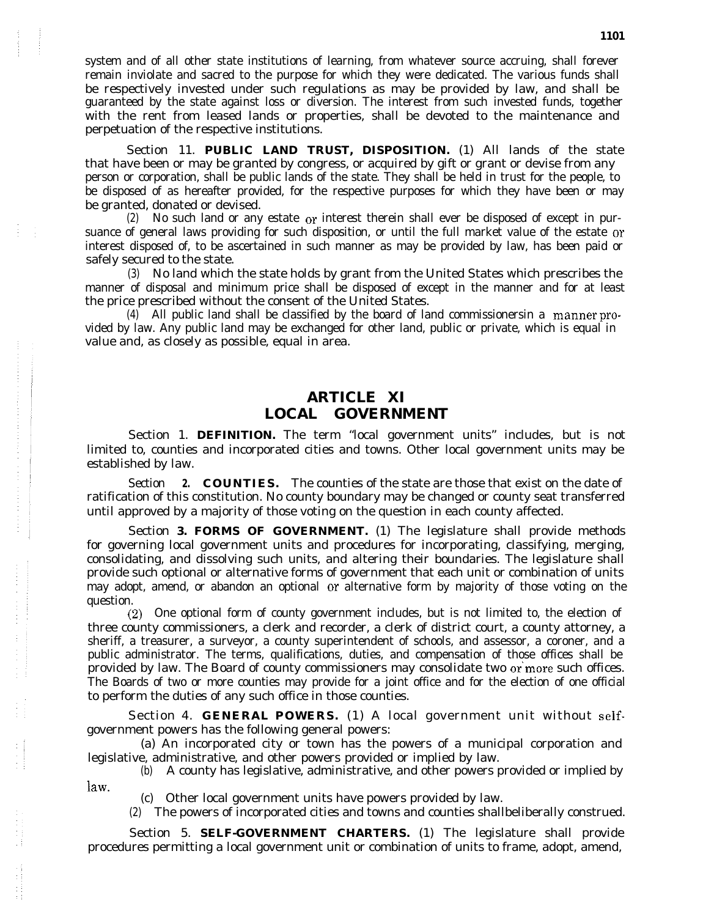system and of all other state institutions of learning, from whatever source accruing, shall forever remain inviolate and sacred to the purpose for which they were dedicated. The various funds shall be respectively invested under such regulations as may be provided by law, and shall be guaranteed by the state against loss or diversion. The interest from such invested funds, together with the rent from leased lands or properties, shall be devoted to the maintenance and perpetuation of the respective institutions.

Section 11. **PUBLIC LAND TRUST, DISPOSITION.** (1) All lands of the state that have been or may be granted by congress, or acquired by gift or grant or devise from any person or corporation, shall be public lands of the state. They shall be held in trust for the people, to be disposed of as hereafter provided, for the respective purposes for which they have been or may be granted, donated or devised.

(2) No such land or any estate or interest therein shall ever be disposed of except in pursuance of general laws providing for such disposition, or until the full market value of the estate or interest disposed of, to be ascertained in such manner as may be provided by law, has been paid or safely secured to the state.

(3) No land which the state holds by grant from the United States which prescribes the manner of disposal and minimum price shall be disposed of except in the manner and for at least the price prescribed without the consent of the United States.

(4) All public land shall be classified by the board of land commissionersin a manner provided by law. Any public land may be exchanged for other land, public or private, which is equal in value and, as closely as possible, equal in area.

# ARTICLE XI
# LOCAL GOVERNMENT

Section 1. **DEFINITION.** The term "local government units" includes, but is not limited to, counties and incorporated cities and towns. Other local government units may be established by law.

Section 2. **COUNTIES.** The counties of the state are those that exist on the date of ratification of this constitution. No county boundary may be changed or county seat transferred until approved by a majority of those voting on the question in each county affected.

Section 3. **FORMS OF GOVERNMENT.** (1) The legislature shall provide methods for governing local government units and procedures for incorporating, classifying, merging, consolidating, and dissolving such units, and altering their boundaries. The legislature shall provide such optional or alternative forms of government that each unit or combination of units may adopt, amend, or abandon an optional or alternative form by majority of those voting on the question.

(2) One optional form of county government includes, but is not limited to, the election of three county commissioners, a clerk and recorder, a clerk of district court, a county attorney, a sheriff, a treasurer, a surveyor, a county superintendent of schools, and assessor, a coroner, and a public administrator. The terms, qualifications, duties, and compensation of those offices shall be provided by law. The Board of county commissioners may consolidate two or more such offices. The Boards of two or more counties may provide for a joint office and for the election of one official to perform the duties of any such office in those counties.

Section 4. **GENERAL POWERS.** (1) A local government unit without self-government powers has the following general powers:

(a) An incorporated city or town has the powers of a municipal corporation and legislative, administrative, and other powers provided or implied by law.

(b) A county has legislative, administrative, and other powers provided or implied by law.

(c) Other local government units have powers provided by law.

(2) The powers of incorporated cities and towns and counties shallbeliberally construed.

Section 5. **SELF-GOVERNMENT CHARTERS.** (1) The legislature shall provide procedures permitting a local government unit or combination of units to frame, adopt, amend,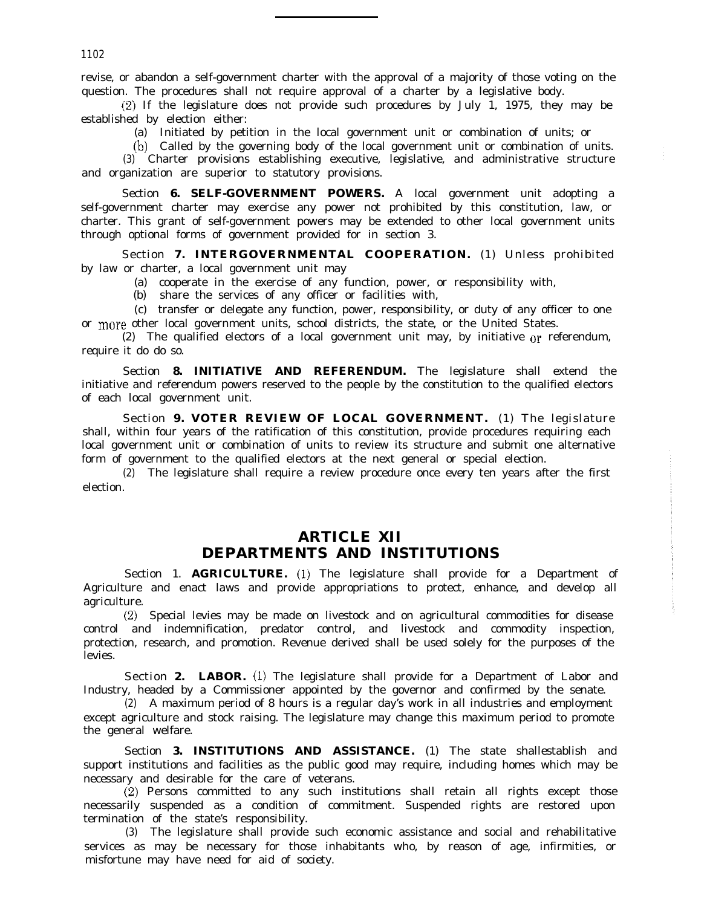revise, or abandon a self-government charter with the approval of a majority of those voting on the question. The procedures shall not require approval of a charter by a legislative body.

(2) If the legislature does not provide such procedures by July 1, 1975, they may be established by election either:

(a) Initiated by petition in the local government unit or combination of units; or

(b) Called by the governing body of the local government unit or combination of units.

(3) Charter provisions establishing executive, legislative, and administrative structure and organization are superior to statutory provisions.

Section **6. SELF-GOVERNMENT POWERS.** A local government unit adopting a self-government charter may exercise any power not prohibited by this constitution, law, or charter. This grant of self-government powers may be extended to other local government units through optional forms of government provided for in section 3.

Section **7. INTERGOVERNMENTAL COOPERATION.** (1) Unless prohibited by law or charter, a local government unit may

(a) cooperate in the exercise of any function, power, or responsibility with,

(b) share the services of any officer or facilities with,

(c) transfer or delegate any function, power, responsibility, or duty of any officer to one or more other local government units, school districts, the state, or the United States.

(2) The qualified electors of a local government unit may, by initiative or referendum, require it do do so.

Section **8. INITIATIVE AND REFERENDUM.** The legislature shall extend the initiative and referendum powers reserved to the people by the constitution to the qualified electors of each local government unit.

Section **9. VOTER REVIEW OF LOCAL GOVERNMENT.** (1) The legislature shall, within four years of the ratification of this constitution, provide procedures requiring each local government unit or combination of units to review its structure and submit one alternative form of government to the qualified electors at the next general or special election.

(2) The legislature shall require a review procedure once every ten years after the first election.

# ARTICLE XII
# DEPARTMENTS AND INSTITUTIONS

Section 1. **AGRICULTURE.** (1) The legislature shall provide for a Department of Agriculture and enact laws and provide appropriations to protect, enhance, and develop all agriculture.

(2) Special levies may be made on livestock and on agricultural commodities for disease control and indemnification, predator control, and livestock and commodity inspection, protection, research, and promotion. Revenue derived shall be used solely for the purposes of the levies.

Section **2. LABOR.** (1) The legislature shall provide for a Department of Labor and Industry, headed by a Commissioner appointed by the governor and confirmed by the senate.

(2) A maximum period of 8 hours is a regular day's work in all industries and employment except agriculture and stock raising. The legislature may change this maximum period to promote the general welfare.

Section **3. INSTITUTIONS AND ASSISTANCE.** (1) The state shallestablish and support institutions and facilities as the public good may require, including homes which may be necessary and desirable for the care of veterans.

(2) Persons committed to any such institutions shall retain all rights except those necessarily suspended as a condition of commitment. Suspended rights are restored upon termination of the state's responsibility.

(3) The legislature shall provide such economic assistance and social and rehabilitative services as may be necessary for those inhabitants who, by reason of age, infirmities, or misfortune may have need for aid of society.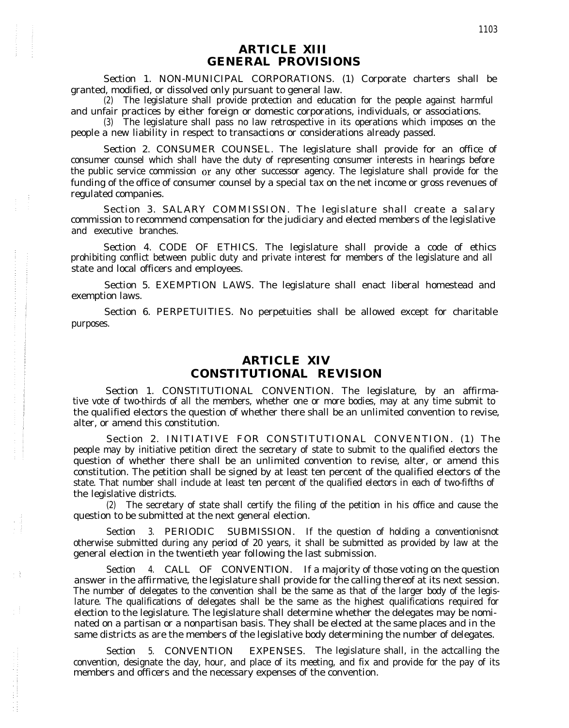# ARTICLE XIII
# GENERAL PROVISIONS

Section 1. NON-MUNICIPAL CORPORATIONS. (1) Corporate charters shall be granted, modified, or dissolved only pursuant to general law.

(2) The legislature shall provide protection and education for the people against harmful and unfair practices by either foreign or domestic corporations, individuals, or associations.

(3) The legislature shall pass no law retrospective in its operations which imposes on the people a new liability in respect to transactions or considerations already passed.

Section 2. CONSUMER COUNSEL. The legislature shall provide for an office of consumer counsel which shall have the duty of representing consumer interests in hearings before the public service commission or any other successor agency. The legislature shall provide for the funding of the office of consumer counsel by a special tax on the net income or gross revenues of regulated companies.

Section 3. SALARY COMMISSION. The legislature shall create a salary commission to recommend compensation for the judiciary and elected members of the legislative and executive branches.

Section 4. CODE OF ETHICS. The legislature shall provide a code of ethics prohibiting conflict between public duty and private interest for members of the legislature and all state and local officers and employees.

Section 5. EXEMPTION LAWS. The legislature shall enact liberal homestead and exemption laws.

Section 6. PERPETUITIES. No perpetuities shall be allowed except for charitable purposes.

# ARTICLE XIV
# CONSTITUTIONAL REVISION

Section 1. CONSTITUTIONAL CONVENTION. The legislature, by an affirmative vote of two-thirds of all the members, whether one or more bodies, may at any time submit to the qualified electors the question of whether there shall be an unlimited convention to revise, alter, or amend this constitution.

Section 2. INITIATIVE FOR CONSTITUTIONAL CONVENTION. (1) The people may by initiative petition direct the secretary of state to submit to the qualified electors the question of whether there shall be an unlimited convention to revise, alter, or amend this constitution. The petition shall be signed by at least ten percent of the qualified electors of the state. That number shall include at least ten percent of the qualified electors in each of two-fifths of the legislative districts.

(2) The secretary of state shall certify the filing of the petition in his office and cause the question to be submitted at the next general election.

Section 3. PERIODIC SUBMISSION. If the question of holding a convention is not otherwise submitted during any period of 20 years, it shall be submitted as provided by law at the general election in the twentieth year following the last submission.

Section 4. CALL OF CONVENTION. If a majority of those voting on the question answer in the affirmative, the legislature shall provide for the calling thereof at its next session. The number of delegates to the convention shall be the same as that of the larger body of the legislature. The qualifications of delegates shall be the same as the highest qualifications required for election to the legislature. The legislature shall determine whether the delegates may be nominated on a partisan or a nonpartisan basis. They shall be elected at the same places and in the same districts as are the members of the legislative body determining the number of delegates.

Section 5. CONVENTION EXPENSES. The legislature shall, in the act calling the convention, designate the day, hour, and place of its meeting, and fix and provide for the pay of its members and officers and the necessary expenses of the convention.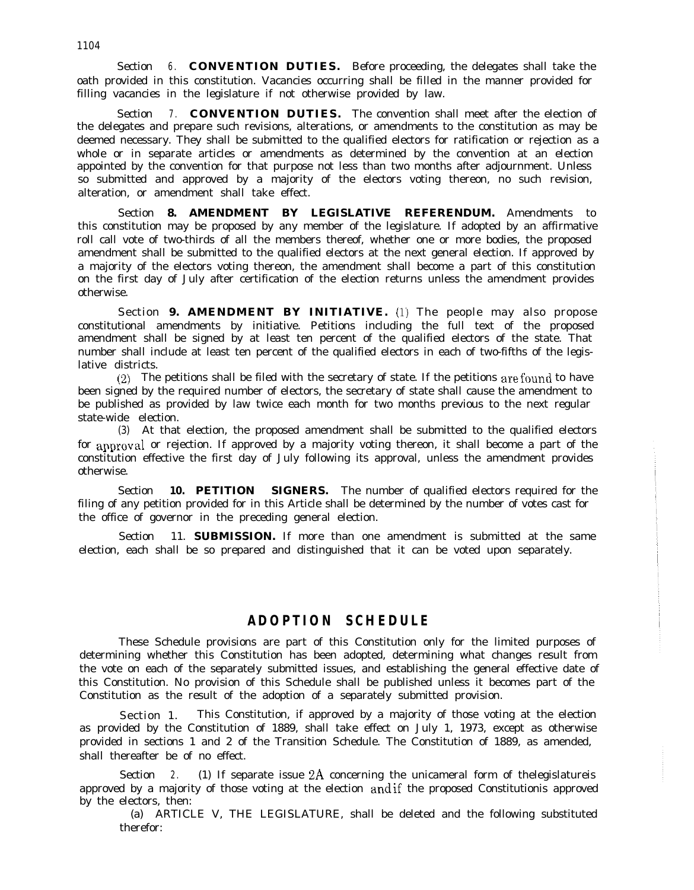Section 6. **CONVENTION DUTIES.** Before proceeding, the delegates shall take the oath provided in this constitution. Vacancies occurring shall be filled in the manner provided for filling vacancies in the legislature if not otherwise provided by law.

Section 7. **CONVENTION DUTIES.** The convention shall meet after the election of the delegates and prepare such revisions, alterations, or amendments to the constitution as may be deemed necessary. They shall be submitted to the qualified electors for ratification or rejection as a whole or in separate articles or amendments as determined by the convention at an election appointed by the convention for that purpose not less than two months after adjournment. Unless so submitted and approved by a majority of the electors voting thereon, no such revision, alteration, or amendment shall take effect.

Section **8. AMENDMENT BY LEGISLATIVE REFERENDUM.** Amendments to this constitution may be proposed by any member of the legislature. If adopted by an affirmative roll call vote of two-thirds of all the members thereof, whether one or more bodies, the proposed amendment shall be submitted to the qualified electors at the next general election. If approved by a majority of the electors voting thereon, the amendment shall become a part of this constitution on the first day of July after certification of the election returns unless the amendment provides otherwise.

Section **9. AMENDMENT BY INITIATIVE.** (1) The people may also propose constitutional amendments by initiative. Petitions including the full text of the proposed amendment shall be signed by at least ten percent of the qualified electors of the state. That number shall include at least ten percent of the qualified electors in each of two-fifths of the legislative districts.

(2) The petitions shall be filed with the secretary of state. If the petitions are found to have been signed by the required number of electors, the secretary of state shall cause the amendment to be published as provided by law twice each month for two months previous to the next regular state-wide election.

(3) At that election, the proposed amendment shall be submitted to the qualified electors for approval or rejection. If approved by a majority voting thereon, it shall become a part of the constitution effective the first day of July following its approval, unless the amendment provides otherwise.

Section **10. PETITION SIGNERS.** The number of qualified electors required for the filing of any petition provided for in this Article shall be determined by the number of votes cast for the office of governor in the preceding general election.

Section 11. **SUBMISSION.** If more than one amendment is submitted at the same election, each shall be so prepared and distinguished that it can be voted upon separately.

## ADOPTION SCHEDULE

These Schedule provisions are part of this Constitution only for the limited purposes of determining whether this Constitution has been adopted, determining what changes result from the vote on each of the separately submitted issues, and establishing the general effective date of this Constitution. No provision of this Schedule shall be published unless it becomes part of the Constitution as the result of the adoption of a separately submitted provision.

Section 1. This Constitution, if approved by a majority of those voting at the election as provided by the Constitution of 1889, shall take effect on July 1, 1973, except as otherwise provided in sections 1 and 2 of the Transition Schedule. The Constitution of 1889, as amended, shall thereafter be of no effect.

Section 2. (1) If separate issue 2A concerning the unicameral form of the legislature is approved by a majority of those voting at the election and if the proposed Constitution is approved by the electors, then:

(a) ARTICLE V, THE LEGISLATURE, shall be deleted and the following substituted therefor: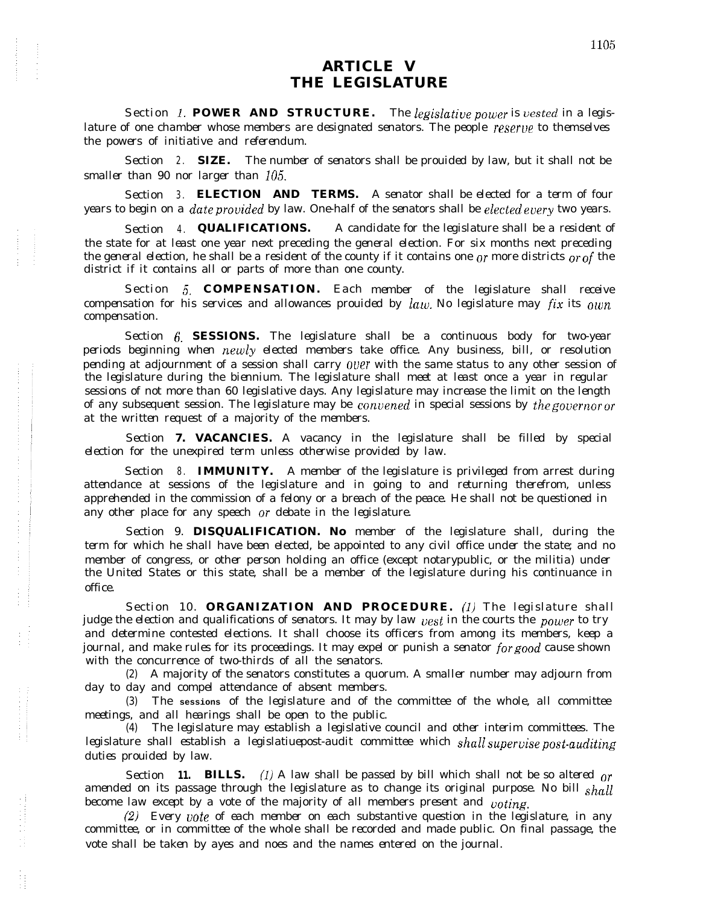# ARTICLE V
# THE LEGISLATURE

Section 1. **POWER AND STRUCTURE.** The legislative power is vested in a legislature of one chamber whose members are designated senators. The people reserve to themselves the powers of initiative and referendum.

Section 2. **SIZE.** The number of senators shall be prouided by law, but it shall not be smaller than 90 nor larger than 105.

Section 3. **ELECTION AND TERMS.** A senator shall be elected for a term of four years to begin on a date provided by law. One-half of the senators shall be elected every two years.

Section 4. **QUALIFICATIONS.** A candidate for the legislature shall be a resident of the state for at least one year next preceding the general election. For six months next preceding the general election, he shall be a resident of the county if it contains one or more districts or of the district if it contains all or parts of more than one county.

Section 5. **COMPENSATION.** Each member of the legislature shall receive compensation for his services and allowances prouided by law. No legislature may fix its own compensation.

Section 6. **SESSIONS.** The legislature shall be a continuous body for two-year periods beginning when newly elected members take office. Any business, bill, or resolution pending at adjournment of a session shall carry over with the same status to any other session of the legislature during the biennium. The legislature shall meet at least once a year in regular sessions of not more than 60 legislative days. Any legislature may increase the limit on the length of any subsequent session. The legislature may be convened in special sessions by the governor or at the written request of a majority of the members.

Section 7. **VACANCIES.** A vacancy in the legislature shall be filled by special election for the unexpired term unless otherwise provided by law.

Section 8. **IMMUNITY.** A member of the legislature is privileged from arrest during attendance at sessions of the legislature and in going to and returning therefrom, unless apprehended in the commission of a felony or a breach of the peace. He shall not be questioned in any other place for any speech or debate in the legislature.

Section 9. **DISQUALIFICATION. No** member of the legislature shall, during the term for which he shall have been elected, be appointed to any civil office under the state; and no member of congress, or other person holding an office (except notarypublic, or the militia) under the United States or this state, shall be a member of the legislature during his continuance in office.

Section 10. **ORGANIZATION AND PROCEDURE.** (1) The legislature shall judge the election and qualifications of senators. It may by law vest in the courts the power to try and determine contested elections. It shall choose its officers from among its members, keep a journal, and make rules for its proceedings. It may expel or punish a senator for good cause shown with the concurrence of two-thirds of all the senators.

(2) A majority of the senators constitutes a quorum. A smaller number may adjourn from day to day and compel attendance of absent members.

(3) The sessions of the legislature and of the committee of the whole, all committee meetings, and all hearings shall be open to the public.

(4) The legislature may establish a legislative council and other interim committees. The legislature shall establish a legislatiuepost-audit committee which shall supervise post-auditing duties prouided by law.

Section 11. **BILLS.** (1) A law shall be passed by bill which shall not be so altered or amended on its passage through the legislature as to change its original purpose. No bill shall become law except by a vote of the majority of all members present and voting.

(2) Every vote of each member on each substantive question in the legislature, in any committee, or in committee of the whole shall be recorded and made public. On final passage, the vote shall be taken by ayes and noes and the names entered on the journal.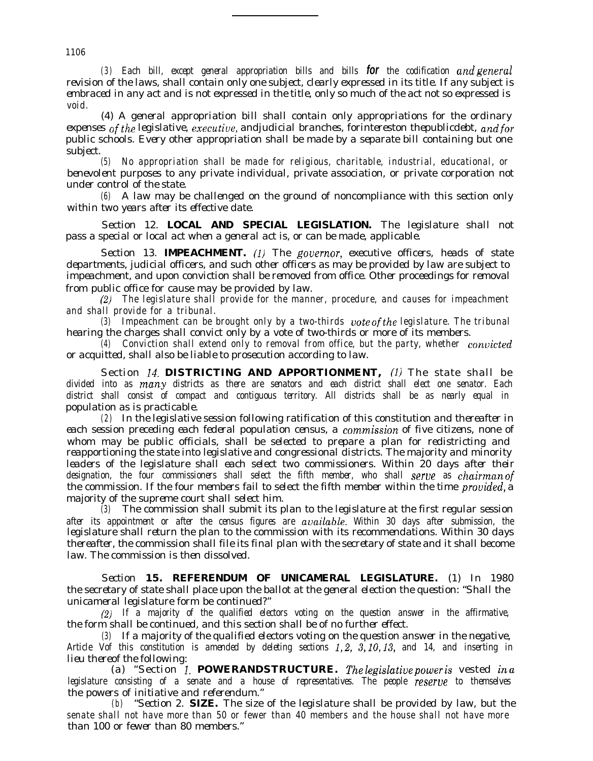(3) Each bill, except general appropriation bills and bills for the codification and general revision of the laws, shall contain only one subject, clearly expressed in its title. If any subject is embraced in any act and is not expressed in the title, only so much of the act not so expressed is void.

(4) A general appropriation bill shall contain only appropriations for the ordinary expenses of the legislative, executive, and judicial branches, for interest on the public debt, and for public schools. Every other appropriation shall be made by a separate bill containing but one subject.

(5) No appropriation shall be made for religious, charitable, industrial, educational, or benevolent purposes to any private individual, private association, or private corporation not under control of the state.

(6) A law may be challenged on the ground of noncompliance with this section only within two years after its effective date.

Section 12. **LOCAL AND SPECIAL LEGISLATION.** The legislature shall not pass a special or local act when a general act is, or can be made, applicable.

Section 13. **IMPEACHMENT.** (1) The governor, executive officers, heads of state departments, judicial officers, and such other officers as may be provided by law are subject to impeachment, and upon conviction shall be removed from office. Other proceedings for removal from public office for cause may be provided by law.

(2) The legislature shall provide for the manner, procedure, and causes for impeachment and shall provide for a tribunal.

(3) Impeachment can be brought only by a two-thirds vote of the legislature. The tribunal hearing the charges shall convict only by a vote of two-thirds or more of its members.

(4) Conviction shall extend only to removal from office, but the party, whether convicted or acquitted, shall also be liable to prosecution according to law.

Section 14. **DISTRICTING AND APPORTIONMENT,** (1) The state shall be divided into as many districts as there are senators and each district shall elect one senator. Each district shall consist of compact and contiguous territory. All districts shall be as nearly equal in population as is practicable.

(2) In the legislative session following ratification of this constitution and thereafter in each session preceding each federal population census, a commission of five citizens, none of whom may be public officials, shall be selected to prepare a plan for redistricting and reapportioning the state into legislative and congressional districts. The majority and minority leaders of the legislature shall each select two commissioners. Within 20 days after their designation, the four commissioners shall select the fifth member, who shall serve as chairman of the commission. If the four members fail to select the fifth member within the time provided, a majority of the supreme court shall select him.

(3) The commission shall submit its plan to the legislature at the first regular session after its appointment or after the census figures are available. Within 30 days after submission, the legislature shall return the plan to the commission with its recommendations. Within 30 days thereafter, the commission shall file its final plan with the secretary of state and it shall become law. The commission is then dissolved.

Section **15. REFERENDUM OF UNICAMERAL LEGISLATURE.** (1) In 1980 the secretary of state shall place upon the ballot at the general election the question: "Shall the unicameral legislature form be continued?"

(2) If a majority of the qualified electors voting on the question answer in the affirmative, the form shall be continued, and this section shall be of no further effect.

(3) If a majority of the qualified electors voting on the question answer in the negative, Article V of this constitution is amended by deleting sections 1, 2, 3, 10, 13, and 14, and inserting in lieu thereof the following:

(a) "Section 1. **POWER AND STRUCTURE.** The legislative power is vested in a legislature consisting of a senate and a house of representatives. The people reserve to themselves the powers of initiative and referendum."

(b) "Section 2. **SIZE.** The size of the legislature shall be provided by law, but the senate shall not have more than 50 or fewer than 40 members and the house shall not have more than 100 or fewer than 80 members."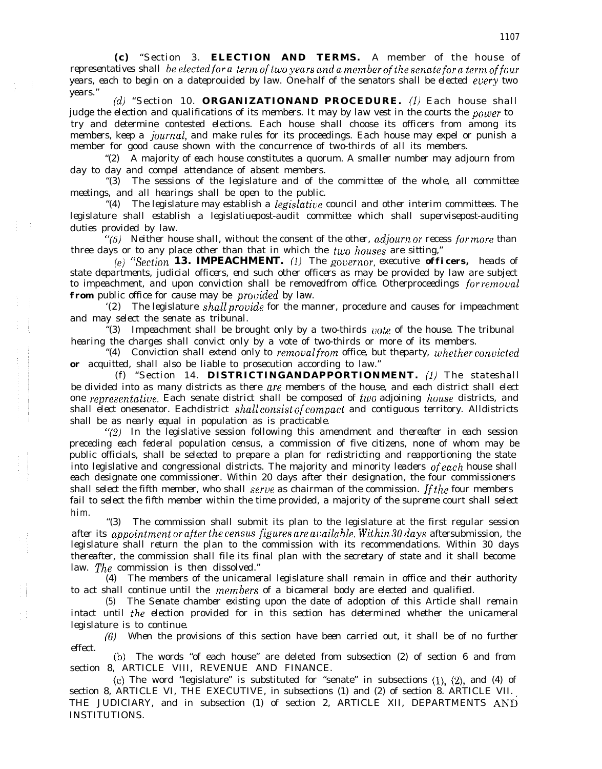**(c)** "Section 3. **ELECTION AND TERMS.** A member of the house of representatives shall be elected for a term of two years and a member of the senate for a term of four years, each to begin on a date provided by law. One-half of the senators shall be elected every two years."

(d) "Section 10. **ORGANIZATION AND PROCEDURE.** (1) Each house shall judge the election and qualifications of its members. It may by law vest in the courts the power to try and determine contested elections. Each house shall choose its officers from among its members, keep a journal, and make rules for its proceedings. Each house may expel or punish a member for good cause shown with the concurrence of two-thirds of all its members.

"(2) A majority of each house constitutes a quorum. A smaller number may adjourn from day to day and compel attendance of absent members.

"(3) The sessions of the legislature and of the committee of the whole, all committee meetings, and all hearings shall be open to the public.

"(4) The legislature may establish a legislative council and other interim committees. The legislature shall establish a legislative post-audit committee which shall supervise post-auditing duties provided by law.

"(5) Neither house shall, without the consent of the other, adjourn or recess for more than three days or to any place other than that in which the two houses are sitting."

(e) "Section **13. IMPEACHMENT.** (1) The governor, executive **officers,** heads of state departments, judicial officers, end such other officers as may be provided by law are subject to impeachment, and upon conviction shall be removed from office. Other proceedings for removal **from** public office for cause may be provided by law.

'(2) The legislature shall provide for the manner, procedure and causes for impeachment and may select the senate as tribunal.

"(3) Impeachment shall be brought only by a two-thirds vote of the house. The tribunal hearing the charges shall convict only by a vote of two-thirds or more of its members.

"(4) Conviction shall extend only to removal from office, but the party, whether convicted **or** acquitted, shall also be liable to prosecution according to law."

(f) "Section 14. **DISTRICTING AND APPORTIONMENT.** (1) The state shall be divided into as many districts as there are members of the house, and each district shall elect one representative. Each senate district shall be composed of two adjoining house districts, and shall elect one senator. Each district shall consist of compact and contiguous territory. All districts shall be as nearly equal in population as is practicable.

"(2) In the legislative session following this amendment and thereafter in each session preceding each federal population census, a commission of five citizens, none of whom may be public officials, shall be selected to prepare a plan for redistricting and reapportioning the state into legislative and congressional districts. The majority and minority leaders of each house shall each designate one commissioner. Within 20 days after their designation, the four commissioners shall select the fifth member, who shall serve as chairman of the commission. If the four members fail to select the fifth member within the time provided, a majority of the supreme court shall select him.

"(3) The commission shall submit its plan to the legislature at the first regular session after its appointment or after the census figures are available. Within 30 days after submission, the legislature shall return the plan to the commission with its recommendations. Within 30 days thereafter, the commission shall file its final plan with the secretary of state and it shall become law. The commission is then dissolved."

(4) The members of the unicameral legislature shall remain in office and their authority to act shall continue until the members of a bicameral body are elected and qualified.

(5) The Senate chamber existing upon the date of adoption of this Article shall remain intact until the election provided for in this section has determined whether the unicameral legislature is to continue.

(6) When the provisions of this section have been carried out, it shall be of no further effect.

(b) The words "of each house" are deleted from subsection (2) of section 6 and from section 8, ARTICLE VIII, REVENUE AND FINANCE.

(c) The word "legislature" is substituted for "senate" in subsections (1), (2), and (4) of section 8, ARTICLE VI, THE EXECUTIVE, in subsections (1) and (2) of section 8. ARTICLE VII. THE JUDICIARY, and in subsection (1) of section 2, ARTICLE XII, DEPARTMENTS AND INSTITUTIONS.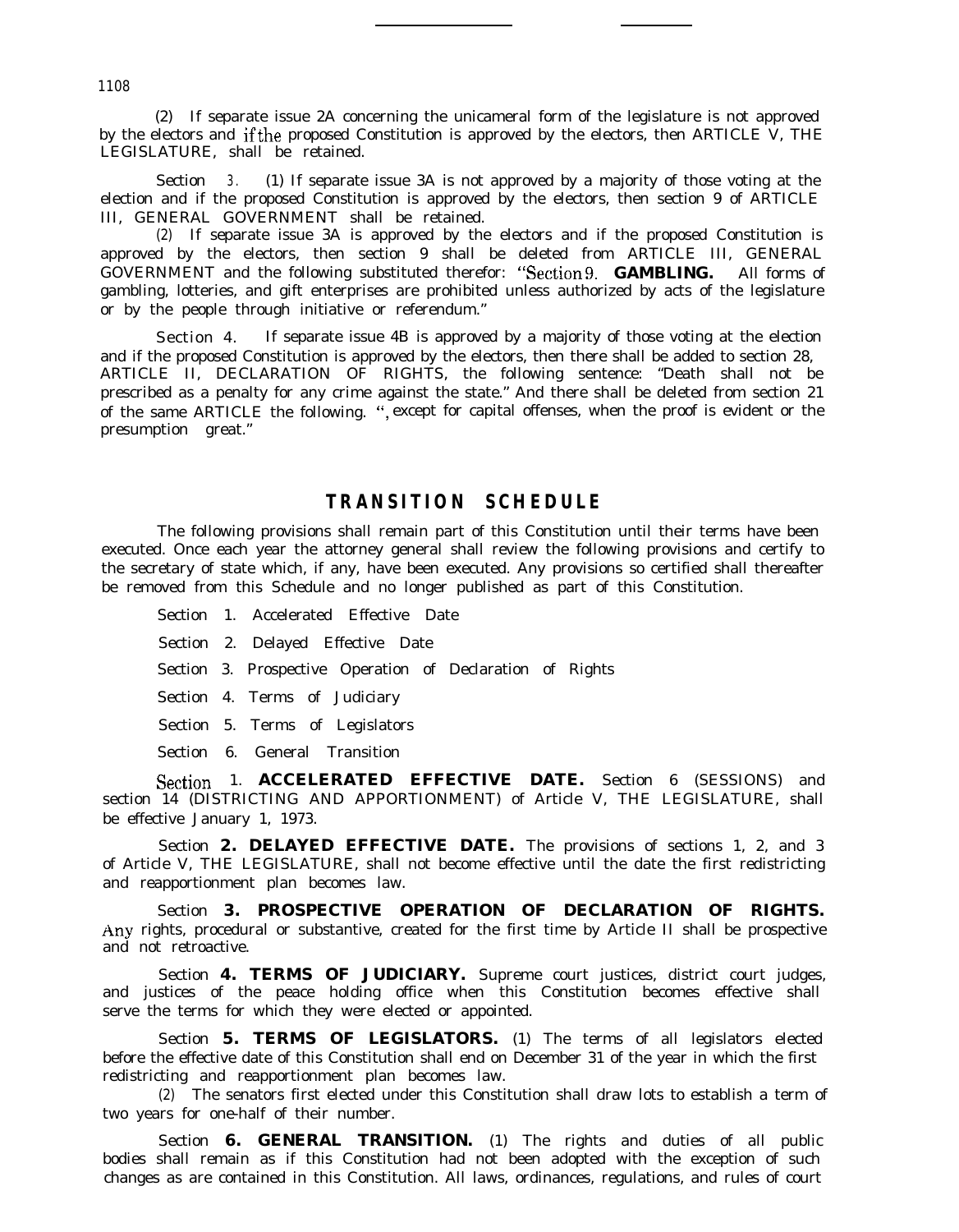(2) If separate issue 2A concerning the unicameral form of the legislature is not approved by the electors and if the proposed Constitution is approved by the electors, then ARTICLE V, THE LEGISLATURE, shall be retained.

Section 3. (1) If separate issue 3A is not approved by a majority of those voting at the election and if the proposed Constitution is approved by the electors, then section 9 of ARTICLE III, GENERAL GOVERNMENT shall be retained.

(2) If separate issue 3A is approved by the electors and if the proposed Constitution is approved by the electors, then section 9 shall be deleted from ARTICLE III, GENERAL GOVERNMENT and the following substituted therefor: "Section 9. **GAMBLING.** All forms of gambling, lotteries, and gift enterprises are prohibited unless authorized by acts of the legislature or by the people through initiative or referendum."

Section 4. If separate issue 4B is approved by a majority of those voting at the election and if the proposed Constitution is approved by the electors, then there shall be added to section 28, ARTICLE II, DECLARATION OF RIGHTS, the following sentence: "Death shall not be prescribed as a penalty for any crime against the state." And there shall be deleted from section 21 of the same ARTICLE the following. ", except for capital offenses, when the proof is evident or the presumption great."

## TRANSITION SCHEDULE

The following provisions shall remain part of this Constitution until their terms have been executed. Once each year the attorney general shall review the following provisions and certify to the secretary of state which, if any, have been executed. Any provisions so certified shall thereafter be removed from this Schedule and no longer published as part of this Constitution.

Section 1. Accelerated Effective Date

Section 2. Delayed Effective Date

Section 3. Prospective Operation of Declaration of Rights

Section 4. Terms of Judiciary

Section 5. Terms of Legislators

Section 6. General Transition

Section 1. **ACCELERATED EFFECTIVE DATE.** Section 6 (SESSIONS) and section 14 (DISTRICTING AND APPORTIONMENT) of Article V, THE LEGISLATURE, shall be effective January 1, 1973.

Section **2. DELAYED EFFECTIVE DATE.** The provisions of sections 1, 2, and 3 of Article V, THE LEGISLATURE, shall not become effective until the date the first redistricting and reapportionment plan becomes law.

Section **3. PROSPECTIVE OPERATION OF DECLARATION OF RIGHTS.** Any rights, procedural or substantive, created for the first time by Article II shall be prospective and not retroactive.

Section **4. TERMS OF JUDICIARY.** Supreme court justices, district court judges, and justices of the peace holding office when this Constitution becomes effective shall serve the terms for which they were elected or appointed.

Section **5. TERMS OF LEGISLATORS.** (1) The terms of all legislators elected before the effective date of this Constitution shall end on December 31 of the year in which the first redistricting and reapportionment plan becomes law.

(2) The senators first elected under this Constitution shall draw lots to establish a term of two years for one-half of their number.

Section **6. GENERAL TRANSITION.** (1) The rights and duties of all public bodies shall remain as if this Constitution had not been adopted with the exception of such changes as are contained in this Constitution. All laws, ordinances, regulations, and rules of court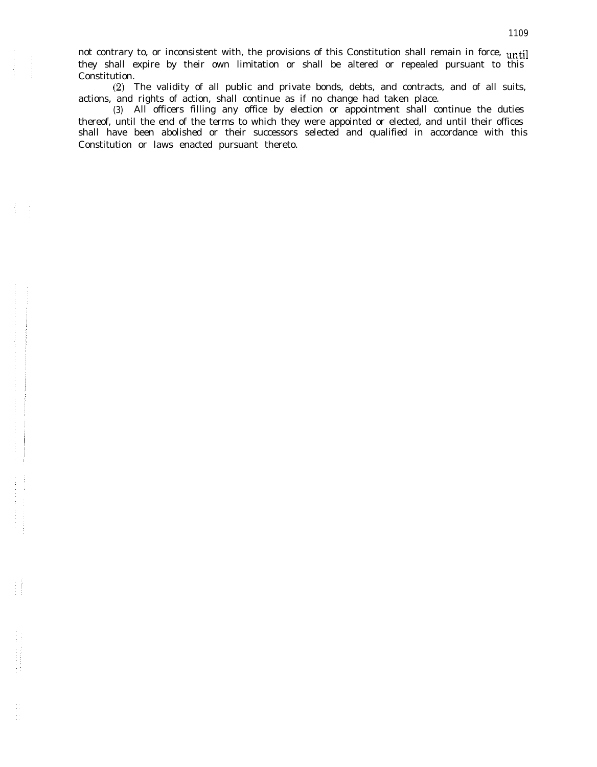not contrary to, or inconsistent with, the provisions of this Constitution shall remain in force, until they shall expire by their own limitation or shall be altered or repealed pursuant to this Constitution.

(2) The validity of all public and private bonds, debts, and contracts, and of all suits, actions, and rights of action, shall continue as if no change had taken place.

(3) All officers filling any office by election or appointment shall continue the duties thereof, until the end of the terms to which they were appointed or elected, and until their offices shall have been abolished or their successors selected and qualified in accordance with this Constitution or laws enacted pursuant thereto.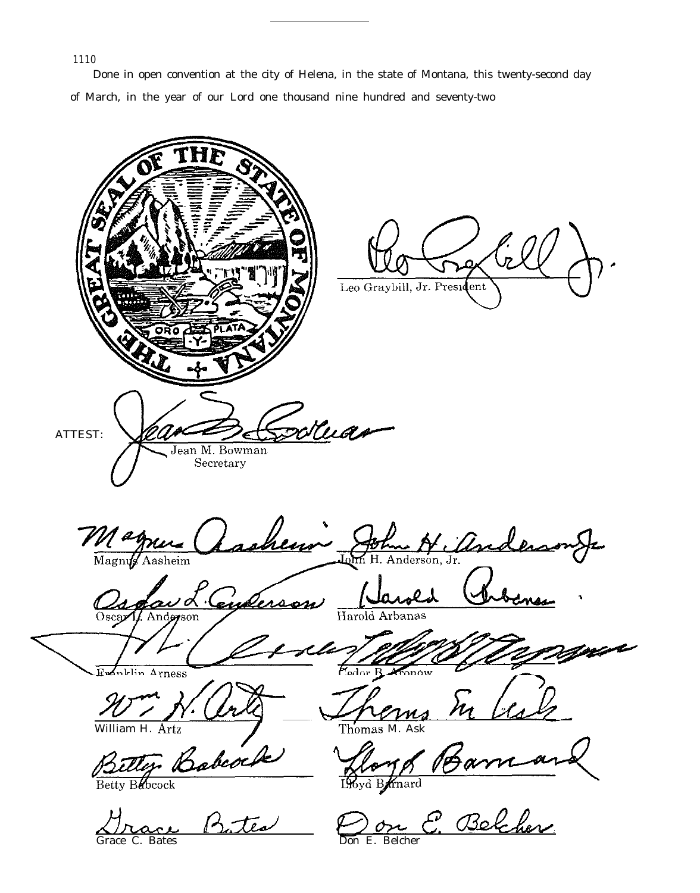Done in open convention at the city of Helena, in the state of Montana, this twenty-second day of March, in the year of our Lord one thousand nine hundred and seventy-two

THE GREAT SEAL OF THE STATE OF MONTANA

ORO PLATA

Leo Graybill, Jr. President

ATTEST:

Jean M. Bowman
Secretary

Magnus Aasheim

John H. Anderson, Jr.

Oscar L. Anderson

Harold Arbanas

Franklin Arness

Fedor B. Aronow

William H. Artz

Thomas M. Ask

Betty Babcock

Lloyd Barnard

Grace C. Bates

Don E. Belcher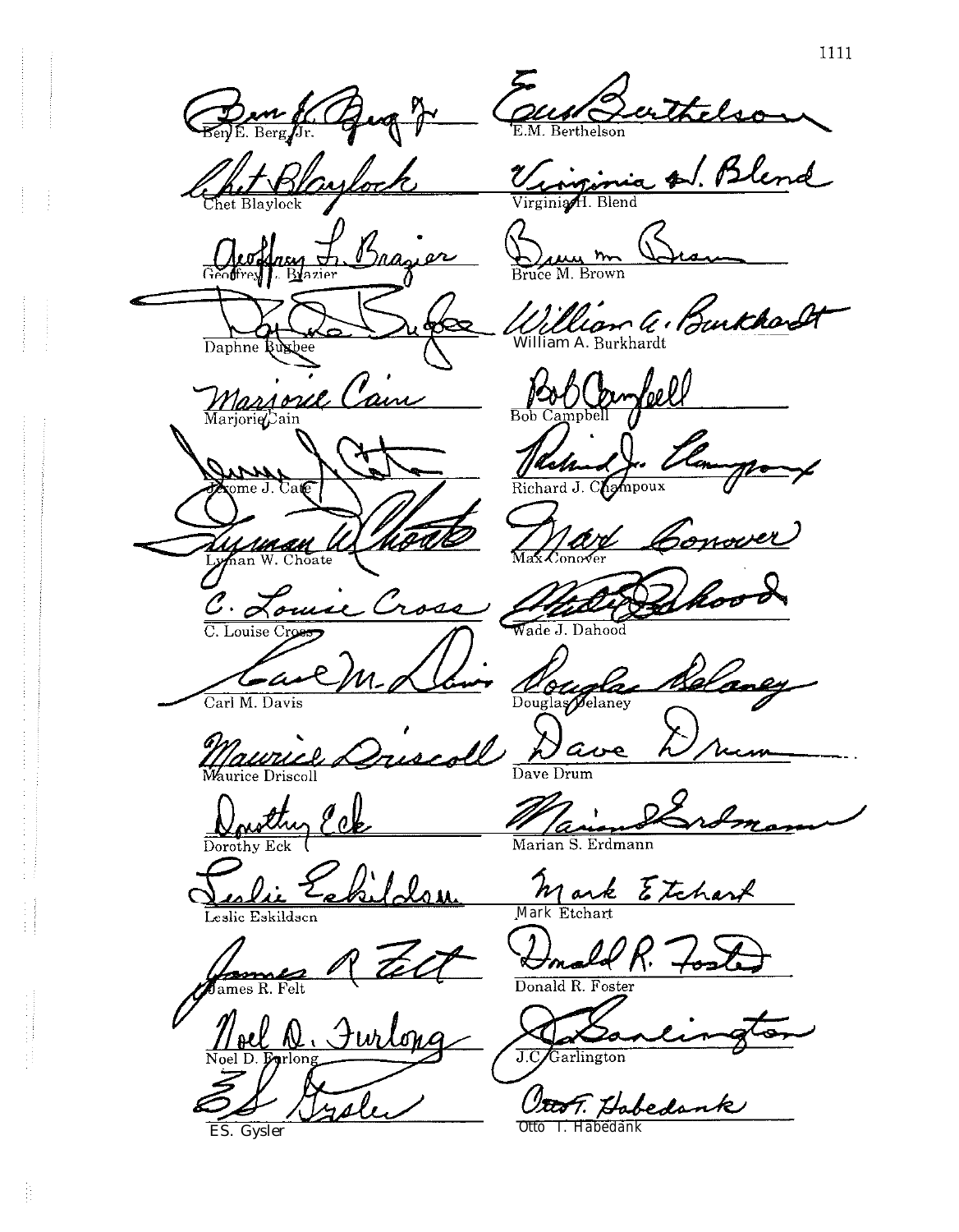| | |
|---|---|
| Ben E. Berg, Jr. | E.M. Berthelson |
| Chet Blaylock | Virginia H. Blend |
| Geoffrey L. Brazier | Bruce M. Brown |
| Daphne Bugbee | William A. Burkhardt |
| Marjorie Cain | Bob Campbell |
| Jerome J. Cate | Richard J. Champoux |
| Lyman W. Choate | Max Conover |
| C. Louise Cross | Wade J. Dahood |
| Carl M. Davis | Douglas Delaney |
| Maurice Driscoll | Dave Drum |
| Dorothy Eck | Marian S. Erdmann |
| Leslie Eskildsen | Mark Etchart |
| James R. Felt | Donald R. Foster |
| Noel D. Furlong | J.C. Garlington |
| E.S. Gysler | Otto T. Habedank |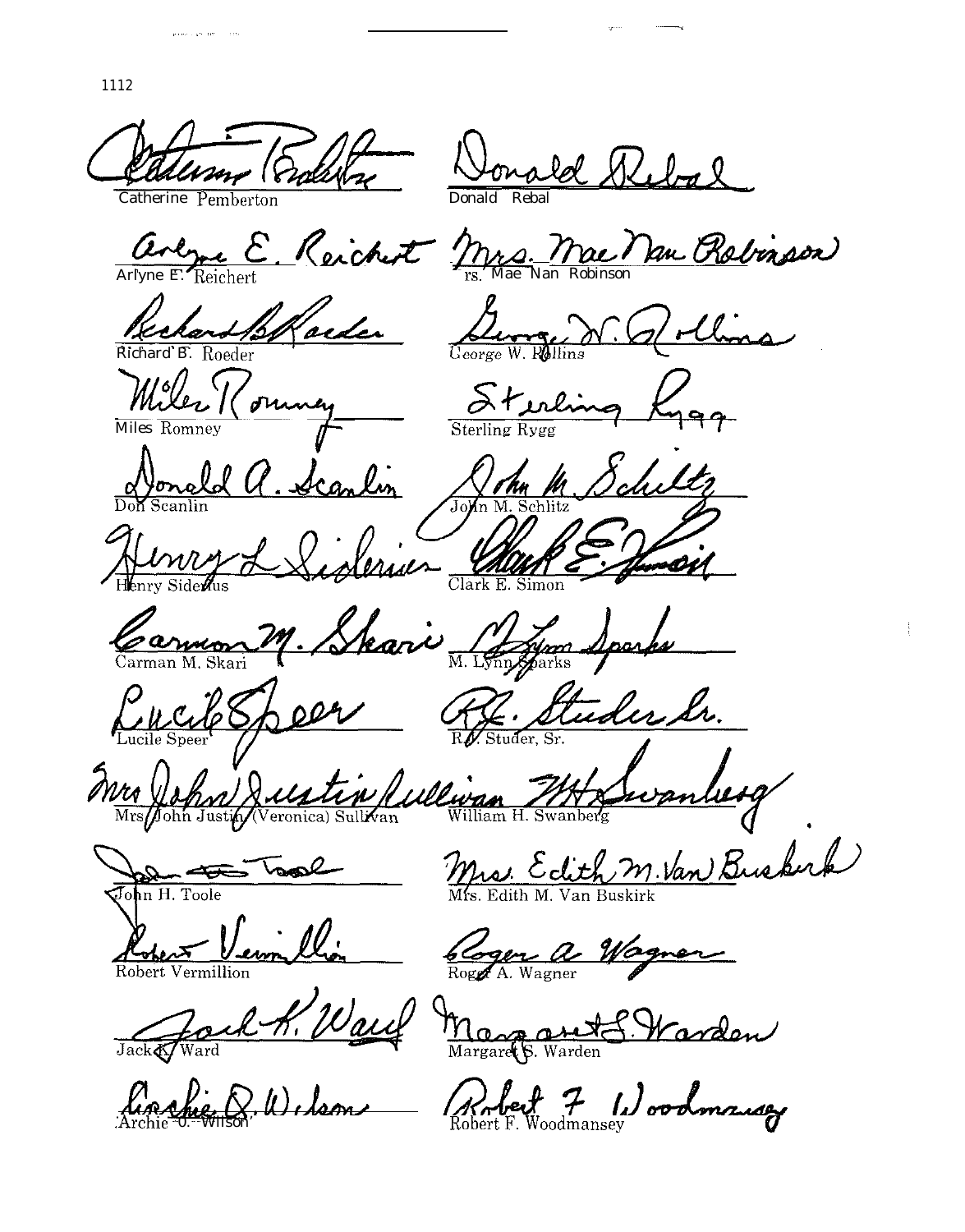Catherine Pemberton

Donald Rebal

Arlyne E. Reichert

Mrs. Mae Nan Robinson

Richard B. Roeder

George W. Rollins

Miles Romney

Sterling Rygg

Don Scanlin

John M. Schiltz

Henry Siderius

Clark E. Simon

Carman M. Skari

M. Lynn Sparks

Lucile Speer

R.J. Studer, Sr.

Mrs John Justin (Veronica) Sullivan

William H. Swanberg

John H. Toole

Mrs. Edith M. Van Buskirk

Robert Vermillion

Roger A. Wagner

Jack K. Ward

Margaret S. Warden

Archie O. Wilson

Robert F. Woodmansey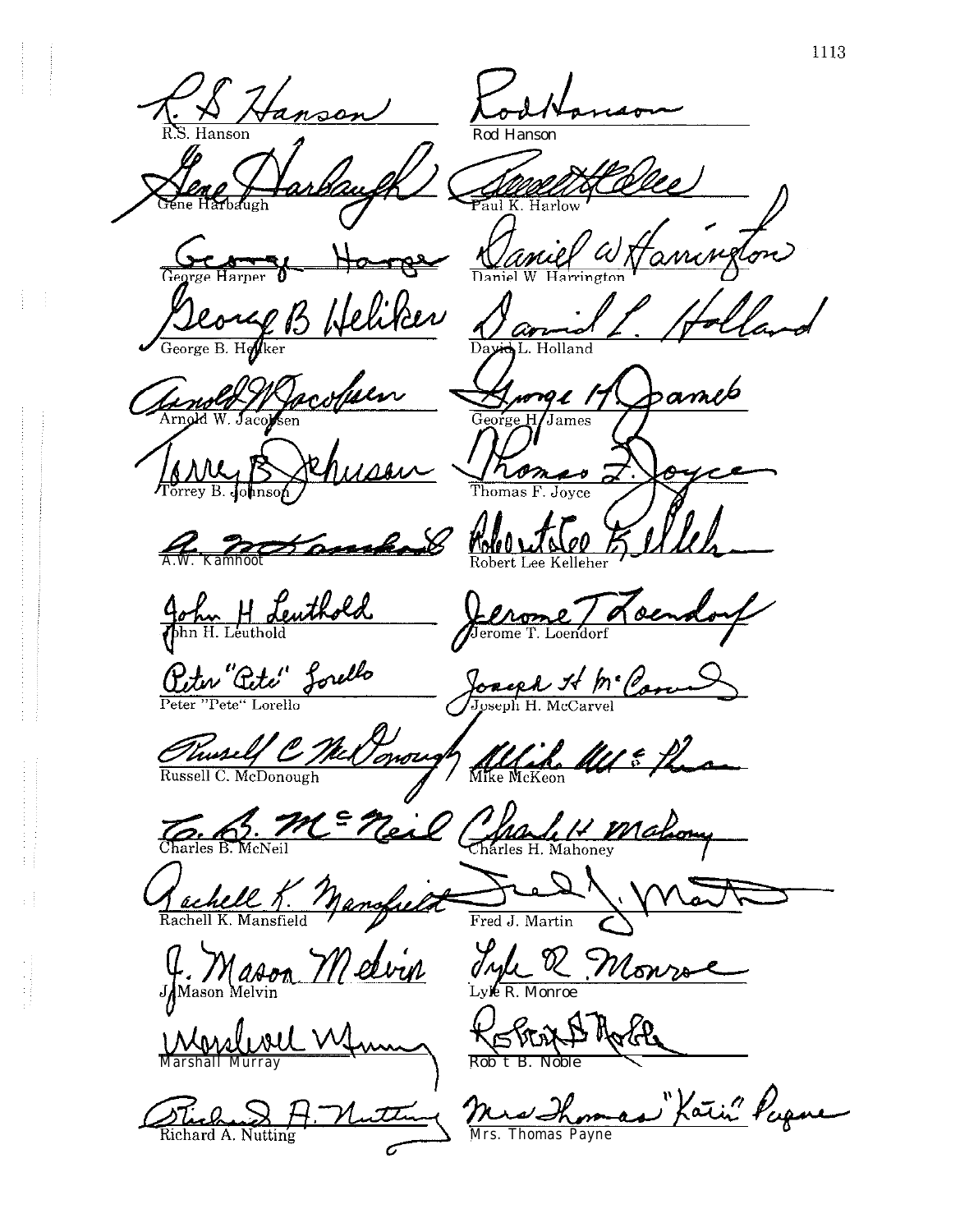| | |
|---|---|
| R.S. Hanson | Rod Hanson |
| Gene Harbaugh | Paul K. Harlow |
| George Harper | Daniel W. Harrington |
| George B. Heliker | David L. Holland |
| Arnold W. Jacobsen | George H. James |
| Torrey B. Johnson | Thomas F. Joyce |
| A.W. Kamhoot | Robert Lee Kelleher |
| John H. Leuthold | Jerome T. Loendorf |
| Peter "Pete" Lorello | Joseph H. McCarvel |
| Russell C. McDonough | Mike McKeon |
| Charles B. McNeil | Charles H. Mahoney |
| Rachell K. Mansfield | Fred J. Martin |
| J. Mason Melvin | Lyle R. Monroe |
| Marshall Murray | Rob t B. Noble |
| Richard A. Nutting | Mrs. Thomas Payne |